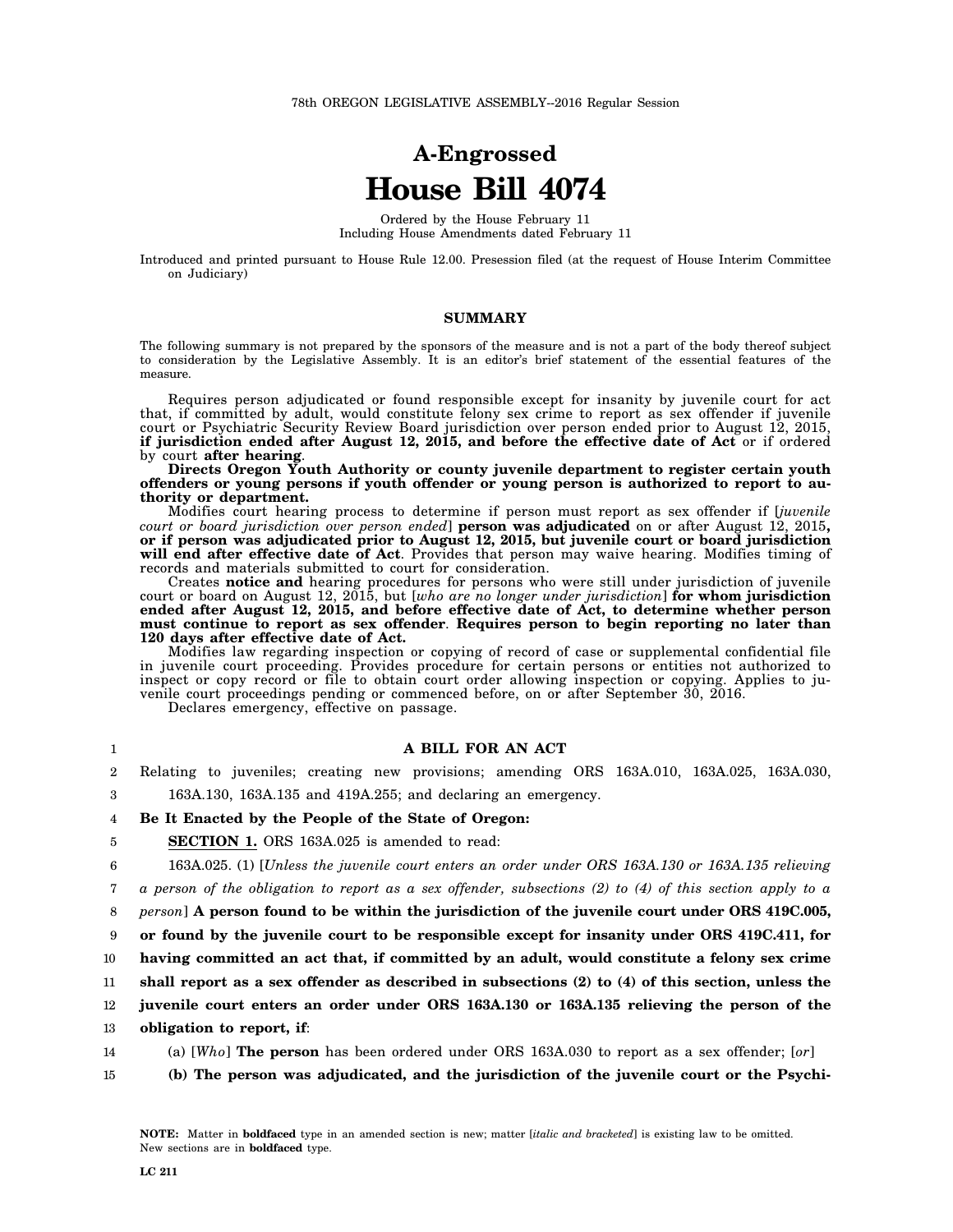78th OREGON LEGISLATIVE ASSEMBLY--2016 Regular Session

# A-Engrossed
# House Bill 4074

Ordered by the House February 11
Including House Amendments dated February 11

Introduced and printed pursuant to House Rule 12.00. Presession filed (at the request of House Interim Committee on Judiciary)

## SUMMARY

The following summary is not prepared by the sponsors of the measure and is not a part of the body thereof subject to consideration by the Legislative Assembly. It is an editor's brief statement of the essential features of the measure.

Requires person adjudicated or found responsible except for insanity by juvenile court for act that, if committed by adult, would constitute felony sex crime to report as sex offender if juvenile court or Psychiatric Security Review Board jurisdiction over person ended prior to August 12, 2015, **if jurisdiction ended after August 12, 2015, and before the effective date of Act** or if ordered by court **after hearing**.

**Directs Oregon Youth Authority or county juvenile department to register certain youth offenders or young persons if youth offender or young person is authorized to report to authority or department.**

Modifies court hearing process to determine if person must report as sex offender if [*juvenile court or board jurisdiction over person ended*] **person was adjudicated** on or after August 12, 2015**, or if person was adjudicated prior to August 12, 2015, but juvenile court or board jurisdiction will end after effective date of Act**. Provides that person may waive hearing. Modifies timing of records and materials submitted to court for consideration.

Creates **notice and** hearing procedures for persons who were still under jurisdiction of juvenile court or board on August 12, 2015, but [*who are no longer under jurisdiction*] **for whom jurisdiction ended after August 12, 2015, and before effective date of Act, to determine whether person must continue to report as sex offender**. **Requires person to begin reporting no later than 120 days after effective date of Act.**

Modifies law regarding inspection or copying of record of case or supplemental confidential file in juvenile court proceeding. Provides procedure for certain persons or entities not authorized to inspect or copy record or file to obtain court order allowing inspection or copying. Applies to juvenile court proceedings pending or commenced before, on or after September 30, 2016.

Declares emergency, effective on passage.

1 **A BILL FOR AN ACT**

2 Relating to juveniles; creating new provisions; amending ORS 163A.010, 163A.025, 163A.030,
3 163A.130, 163A.135 and 419A.255; and declaring an emergency.

4 **Be It Enacted by the People of the State of Oregon:**

5 **SECTION 1.** ORS 163A.025 is amended to read:

6 163A.025. (1) [*Unless the juvenile court enters an order under ORS 163A.130 or 163A.135 relieving*
7 *a person of the obligation to report as a sex offender, subsections (2) to (4) of this section apply to a*
8 *person*] **A person found to be within the jurisdiction of the juvenile court under ORS 419C.005,**
9 **or found by the juvenile court to be responsible except for insanity under ORS 419C.411, for**
10 **having committed an act that, if committed by an adult, would constitute a felony sex crime**
11 **shall report as a sex offender as described in subsections (2) to (4) of this section, unless the**
12 **juvenile court enters an order under ORS 163A.130 or 163A.135 relieving the person of the**
13 **obligation to report, if**:

14 (a) [*Who*] **The person** has been ordered under ORS 163A.030 to report as a sex offender; [*or*]

15 **(b) The person was adjudicated, and the jurisdiction of the juvenile court or the Psychi-**

**NOTE:** Matter in **boldfaced** type in an amended section is new; matter [*italic and bracketed*] is existing law to be omitted. New sections are in **boldfaced** type.

LC 211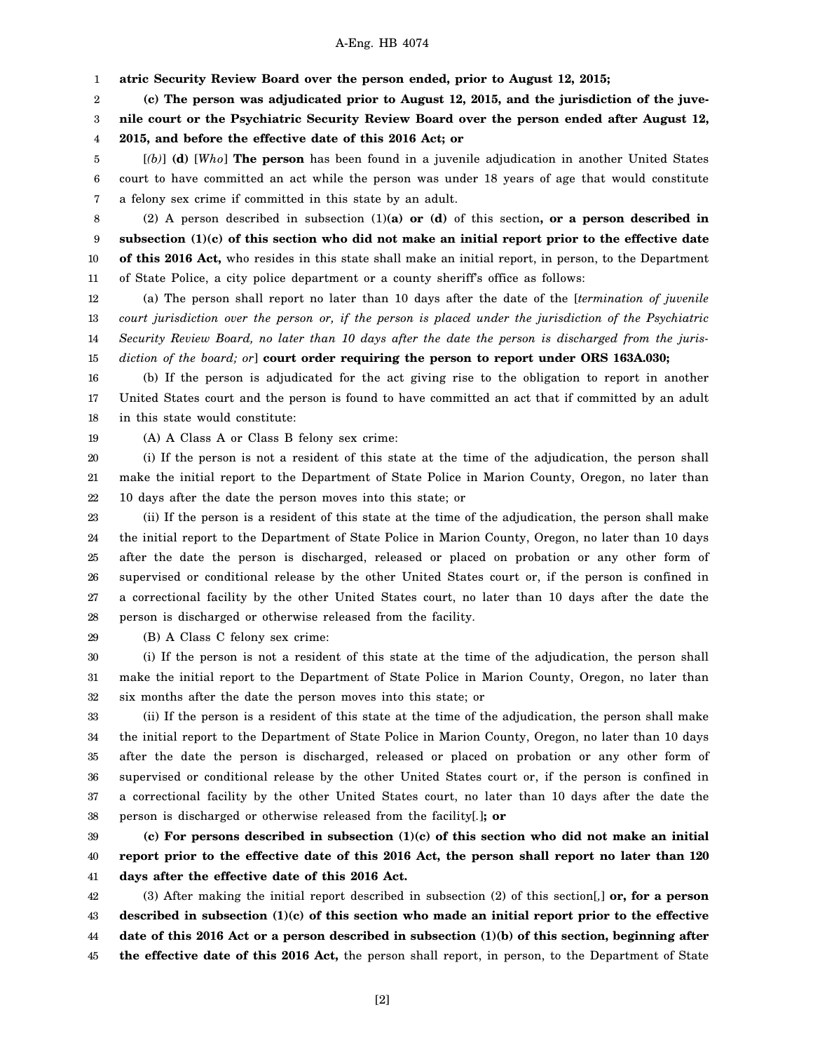**atric Security Review Board over the person ended, prior to August 12, 2015;**

**(c) The person was adjudicated prior to August 12, 2015, and the jurisdiction of the juvenile court or the Psychiatric Security Review Board over the person ended after August 12, 2015, and before the effective date of this 2016 Act; or**

[*(b)*] **(d)** [*Who*] **The person** has been found in a juvenile adjudication in another United States court to have committed an act while the person was under 18 years of age that would constitute a felony sex crime if committed in this state by an adult.

(2) A person described in subsection (1)**(a) or (d)** of this section**, or a person described in subsection (1)(c) of this section who did not make an initial report prior to the effective date of this 2016 Act,** who resides in this state shall make an initial report, in person, to the Department of State Police, a city police department or a county sheriff's office as follows:

(a) The person shall report no later than 10 days after the date of the [*termination of juvenile court jurisdiction over the person or, if the person is placed under the jurisdiction of the Psychiatric Security Review Board, no later than 10 days after the date the person is discharged from the jurisdiction of the board; or*] **court order requiring the person to report under ORS 163A.030;**

(b) If the person is adjudicated for the act giving rise to the obligation to report in another United States court and the person is found to have committed an act that if committed by an adult in this state would constitute:

(A) A Class A or Class B felony sex crime:

(i) If the person is not a resident of this state at the time of the adjudication, the person shall make the initial report to the Department of State Police in Marion County, Oregon, no later than 10 days after the date the person moves into this state; or

(ii) If the person is a resident of this state at the time of the adjudication, the person shall make the initial report to the Department of State Police in Marion County, Oregon, no later than 10 days after the date the person is discharged, released or placed on probation or any other form of supervised or conditional release by the other United States court or, if the person is confined in a correctional facility by the other United States court, no later than 10 days after the date the person is discharged or otherwise released from the facility.

(B) A Class C felony sex crime:

(i) If the person is not a resident of this state at the time of the adjudication, the person shall make the initial report to the Department of State Police in Marion County, Oregon, no later than six months after the date the person moves into this state; or

(ii) If the person is a resident of this state at the time of the adjudication, the person shall make the initial report to the Department of State Police in Marion County, Oregon, no later than 10 days after the date the person is discharged, released or placed on probation or any other form of supervised or conditional release by the other United States court or, if the person is confined in a correctional facility by the other United States court, no later than 10 days after the date the person is discharged or otherwise released from the facility[*.*]**; or**

**(c) For persons described in subsection (1)(c) of this section who did not make an initial report prior to the effective date of this 2016 Act, the person shall report no later than 120 days after the effective date of this 2016 Act.**

(3) After making the initial report described in subsection (2) of this section[*,*] **or, for a person described in subsection (1)(c) of this section who made an initial report prior to the effective date of this 2016 Act or a person described in subsection (1)(b) of this section, beginning after the effective date of this 2016 Act,** the person shall report, in person, to the Department of State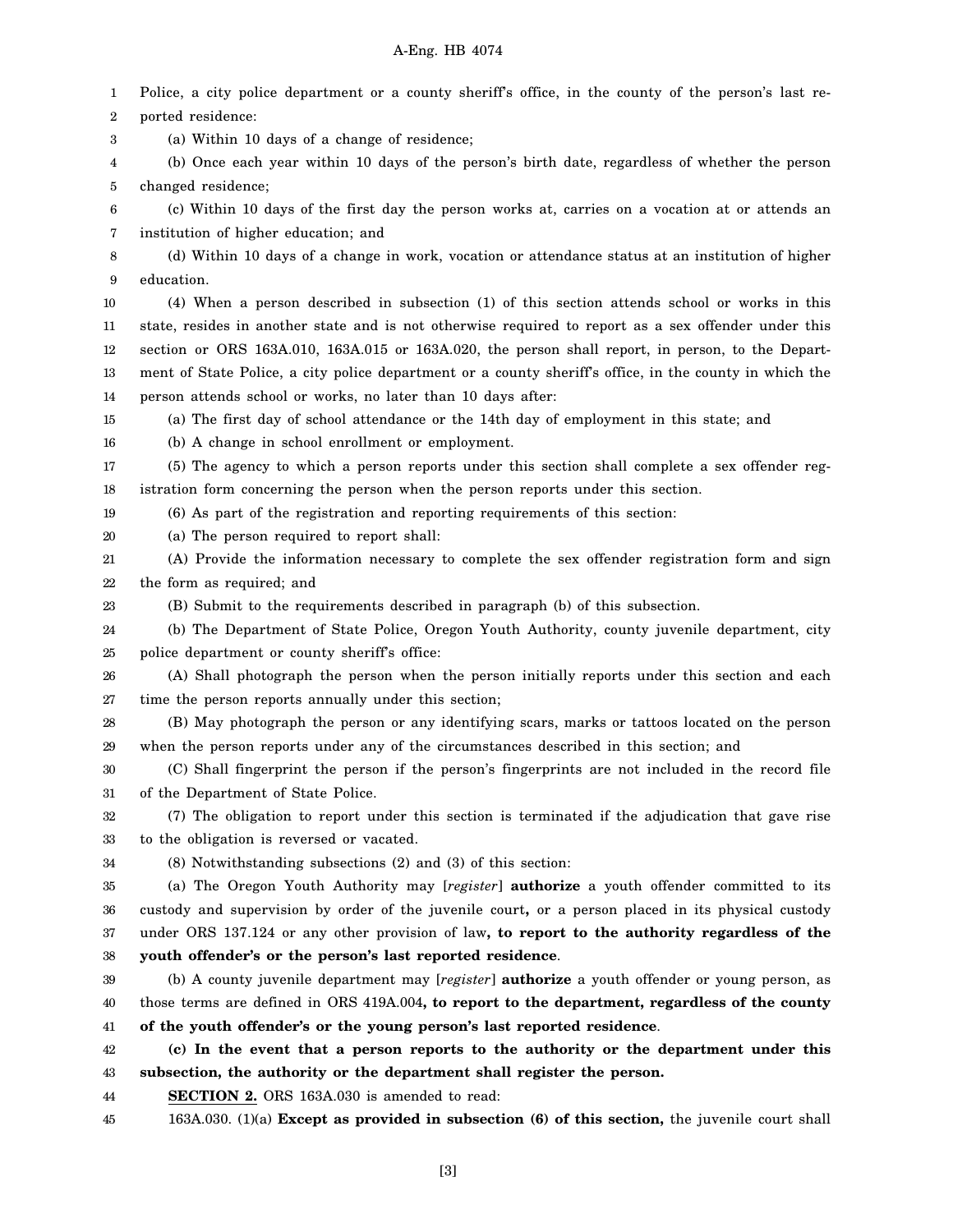Police, a city police department or a county sheriff's office, in the county of the person's last reported residence:

(a) Within 10 days of a change of residence;

(b) Once each year within 10 days of the person's birth date, regardless of whether the person changed residence;

(c) Within 10 days of the first day the person works at, carries on a vocation at or attends an institution of higher education; and

(d) Within 10 days of a change in work, vocation or attendance status at an institution of higher education.

(4) When a person described in subsection (1) of this section attends school or works in this state, resides in another state and is not otherwise required to report as a sex offender under this section or ORS 163A.010, 163A.015 or 163A.020, the person shall report, in person, to the Department of State Police, a city police department or a county sheriff's office, in the county in which the person attends school or works, no later than 10 days after:

(a) The first day of school attendance or the 14th day of employment in this state; and

(b) A change in school enrollment or employment.

(5) The agency to which a person reports under this section shall complete a sex offender registration form concerning the person when the person reports under this section.

(6) As part of the registration and reporting requirements of this section:

(a) The person required to report shall:

(A) Provide the information necessary to complete the sex offender registration form and sign the form as required; and

(B) Submit to the requirements described in paragraph (b) of this subsection.

(b) The Department of State Police, Oregon Youth Authority, county juvenile department, city police department or county sheriff's office:

(A) Shall photograph the person when the person initially reports under this section and each time the person reports annually under this section;

(B) May photograph the person or any identifying scars, marks or tattoos located on the person when the person reports under any of the circumstances described in this section; and

(C) Shall fingerprint the person if the person's fingerprints are not included in the record file of the Department of State Police.

(7) The obligation to report under this section is terminated if the adjudication that gave rise to the obligation is reversed or vacated.

(8) Notwithstanding subsections (2) and (3) of this section:

(a) The Oregon Youth Authority may [*register*] **authorize** a youth offender committed to its custody and supervision by order of the juvenile court**,** or a person placed in its physical custody under ORS 137.124 or any other provision of law**, to report to the authority regardless of the youth offender's or the person's last reported residence**.

(b) A county juvenile department may [*register*] **authorize** a youth offender or young person, as those terms are defined in ORS 419A.004**, to report to the department, regardless of the county of the youth offender's or the young person's last reported residence**.

**(c) In the event that a person reports to the authority or the department under this subsection, the authority or the department shall register the person.**

**SECTION 2.** ORS 163A.030 is amended to read:

163A.030. (1)(a) **Except as provided in subsection (6) of this section,** the juvenile court shall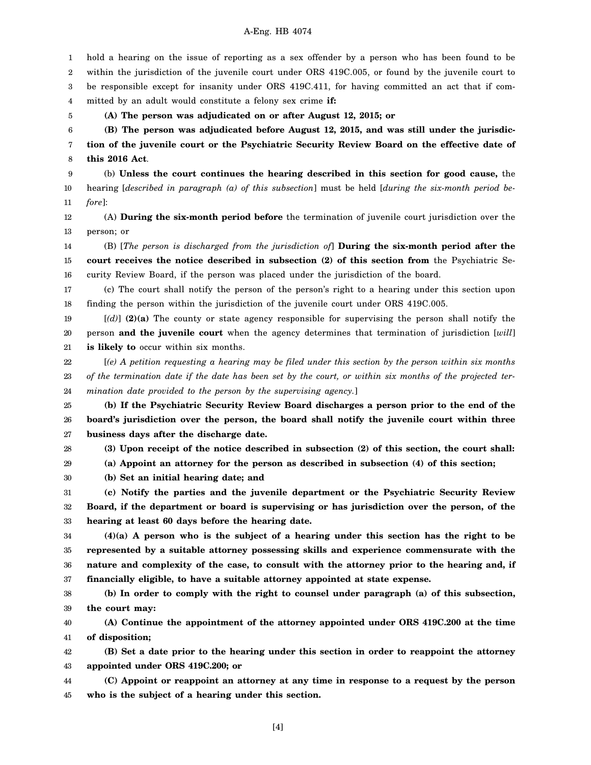hold a hearing on the issue of reporting as a sex offender by a person who has been found to be within the jurisdiction of the juvenile court under ORS 419C.005, or found by the juvenile court to be responsible except for insanity under ORS 419C.411, for having committed an act that if committed by an adult would constitute a felony sex crime **if:**

**(A) The person was adjudicated on or after August 12, 2015; or**

**(B) The person was adjudicated before August 12, 2015, and was still under the jurisdiction of the juvenile court or the Psychiatric Security Review Board on the effective date of this 2016 Act**.

(b) **Unless the court continues the hearing described in this section for good cause,** the hearing [*described in paragraph (a) of this subsection*] must be held [*during the six-month period before*]:

(A) **During the six-month period before** the termination of juvenile court jurisdiction over the person; or

(B) [*The person is discharged from the jurisdiction of*] **During the six-month period after the court receives the notice described in subsection (2) of this section from** the Psychiatric Security Review Board, if the person was placed under the jurisdiction of the board.

(c) The court shall notify the person of the person's right to a hearing under this section upon finding the person within the jurisdiction of the juvenile court under ORS 419C.005.

[*(d)*] **(2)(a)** The county or state agency responsible for supervising the person shall notify the person **and the juvenile court** when the agency determines that termination of jurisdiction [*will*] **is likely to** occur within six months.

[*(e) A petition requesting a hearing may be filed under this section by the person within six months of the termination date if the date has been set by the court, or within six months of the projected termination date provided to the person by the supervising agency.*]

**(b) If the Psychiatric Security Review Board discharges a person prior to the end of the board's jurisdiction over the person, the board shall notify the juvenile court within three business days after the discharge date.**

**(3) Upon receipt of the notice described in subsection (2) of this section, the court shall:**

**(a) Appoint an attorney for the person as described in subsection (4) of this section;**

**(b) Set an initial hearing date; and**

**(c) Notify the parties and the juvenile department or the Psychiatric Security Review Board, if the department or board is supervising or has jurisdiction over the person, of the hearing at least 60 days before the hearing date.**

**(4)(a) A person who is the subject of a hearing under this section has the right to be represented by a suitable attorney possessing skills and experience commensurate with the nature and complexity of the case, to consult with the attorney prior to the hearing and, if financially eligible, to have a suitable attorney appointed at state expense.**

**(b) In order to comply with the right to counsel under paragraph (a) of this subsection, the court may:**

**(A) Continue the appointment of the attorney appointed under ORS 419C.200 at the time of disposition;**

**(B) Set a date prior to the hearing under this section in order to reappoint the attorney appointed under ORS 419C.200; or**

**(C) Appoint or reappoint an attorney at any time in response to a request by the person who is the subject of a hearing under this section.**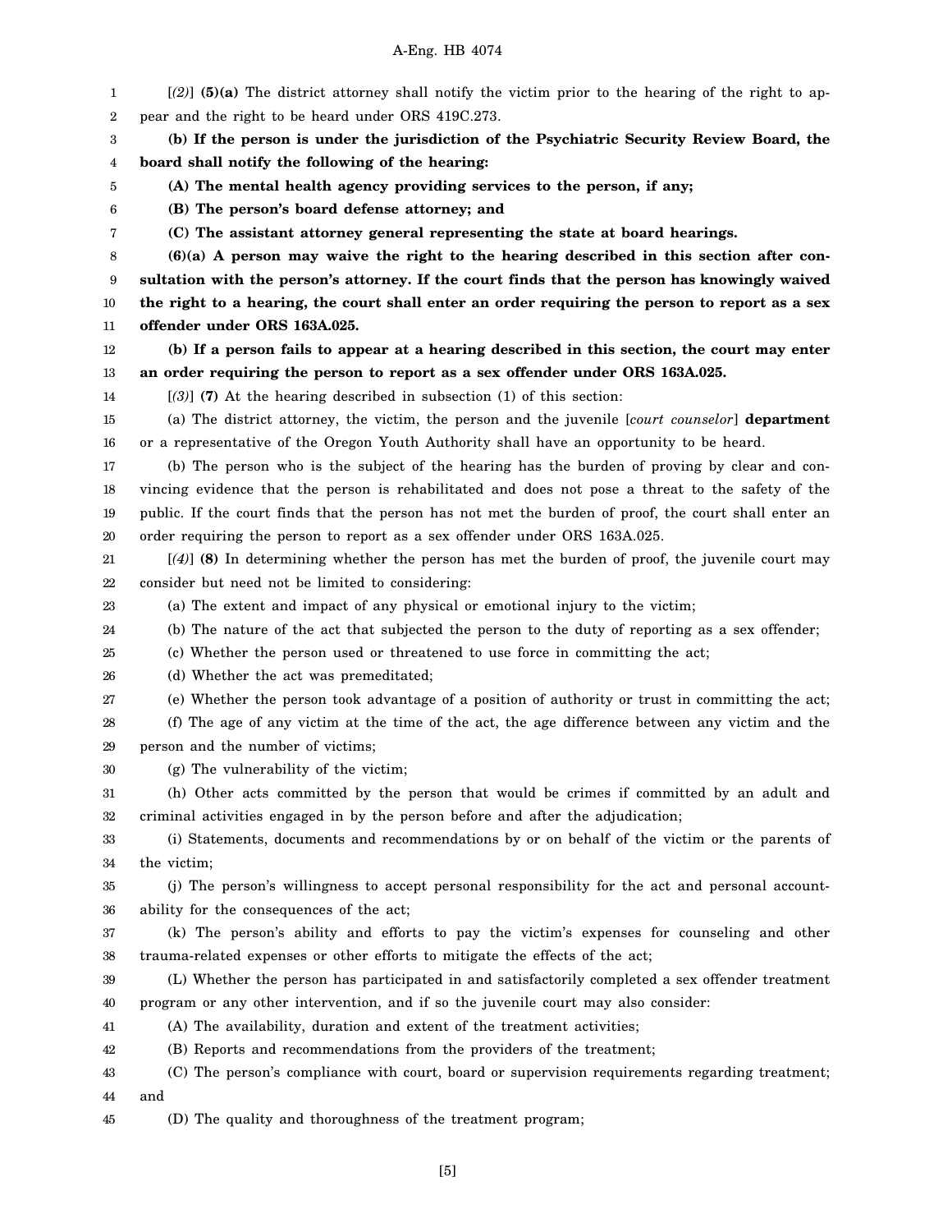[*(2)*] **(5)(a)** The district attorney shall notify the victim prior to the hearing of the right to appear and the right to be heard under ORS 419C.273.

**(b) If the person is under the jurisdiction of the Psychiatric Security Review Board, the board shall notify the following of the hearing:**

**(A) The mental health agency providing services to the person, if any;**

**(B) The person's board defense attorney; and**

**(C) The assistant attorney general representing the state at board hearings.**

**(6)(a) A person may waive the right to the hearing described in this section after consultation with the person's attorney. If the court finds that the person has knowingly waived the right to a hearing, the court shall enter an order requiring the person to report as a sex offender under ORS 163A.025.**

**(b) If a person fails to appear at a hearing described in this section, the court may enter an order requiring the person to report as a sex offender under ORS 163A.025.**

[*(3)*] **(7)** At the hearing described in subsection (1) of this section:

(a) The district attorney, the victim, the person and the juvenile [*court counselor*] **department** or a representative of the Oregon Youth Authority shall have an opportunity to be heard.

(b) The person who is the subject of the hearing has the burden of proving by clear and convincing evidence that the person is rehabilitated and does not pose a threat to the safety of the public. If the court finds that the person has not met the burden of proof, the court shall enter an order requiring the person to report as a sex offender under ORS 163A.025.

[*(4)*] **(8)** In determining whether the person has met the burden of proof, the juvenile court may consider but need not be limited to considering:

(a) The extent and impact of any physical or emotional injury to the victim;

(b) The nature of the act that subjected the person to the duty of reporting as a sex offender;

(c) Whether the person used or threatened to use force in committing the act;

(d) Whether the act was premeditated;

(e) Whether the person took advantage of a position of authority or trust in committing the act;

(f) The age of any victim at the time of the act, the age difference between any victim and the person and the number of victims;

(g) The vulnerability of the victim;

(h) Other acts committed by the person that would be crimes if committed by an adult and criminal activities engaged in by the person before and after the adjudication;

(i) Statements, documents and recommendations by or on behalf of the victim or the parents of the victim;

(j) The person's willingness to accept personal responsibility for the act and personal accountability for the consequences of the act;

(k) The person's ability and efforts to pay the victim's expenses for counseling and other trauma-related expenses or other efforts to mitigate the effects of the act;

(L) Whether the person has participated in and satisfactorily completed a sex offender treatment program or any other intervention, and if so the juvenile court may also consider:

(A) The availability, duration and extent of the treatment activities;

(B) Reports and recommendations from the providers of the treatment;

(C) The person's compliance with court, board or supervision requirements regarding treatment; and

(D) The quality and thoroughness of the treatment program;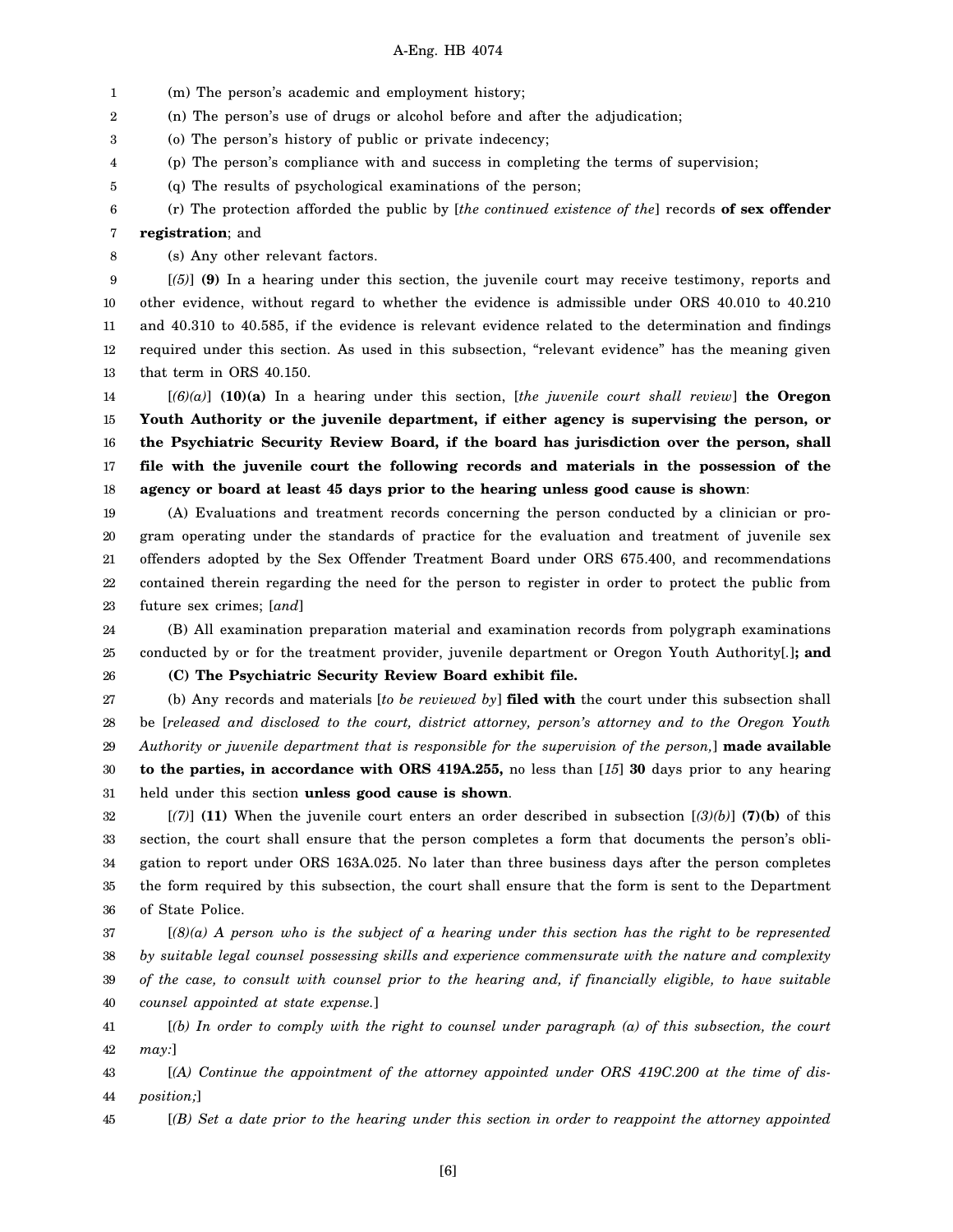(m) The person's academic and employment history;

(n) The person's use of drugs or alcohol before and after the adjudication;

(o) The person's history of public or private indecency;

(p) The person's compliance with and success in completing the terms of supervision;

(q) The results of psychological examinations of the person;

(r) The protection afforded the public by [*the continued existence of the*] records **of sex offender registration**; and

(s) Any other relevant factors.

[*(5)*] **(9)** In a hearing under this section, the juvenile court may receive testimony, reports and other evidence, without regard to whether the evidence is admissible under ORS 40.010 to 40.210 and 40.310 to 40.585, if the evidence is relevant evidence related to the determination and findings required under this section. As used in this subsection, "relevant evidence" has the meaning given that term in ORS 40.150.

[*(6)(a)*] **(10)(a)** In a hearing under this section, [*the juvenile court shall review*] **the Oregon Youth Authority or the juvenile department, if either agency is supervising the person, or the Psychiatric Security Review Board, if the board has jurisdiction over the person, shall file with the juvenile court the following records and materials in the possession of the agency or board at least 45 days prior to the hearing unless good cause is shown**:

(A) Evaluations and treatment records concerning the person conducted by a clinician or program operating under the standards of practice for the evaluation and treatment of juvenile sex offenders adopted by the Sex Offender Treatment Board under ORS 675.400, and recommendations contained therein regarding the need for the person to register in order to protect the public from future sex crimes; [*and*]

(B) All examination preparation material and examination records from polygraph examinations conducted by or for the treatment provider, juvenile department or Oregon Youth Authority[*.*]**; and**

**(C) The Psychiatric Security Review Board exhibit file.**

(b) Any records and materials [*to be reviewed by*] **filed with** the court under this subsection shall be [*released and disclosed to the court, district attorney, person's attorney and to the Oregon Youth Authority or juvenile department that is responsible for the supervision of the person,*] **made available to the parties, in accordance with ORS 419A.255,** no less than [*15*] **30** days prior to any hearing held under this section **unless good cause is shown**.

[*(7)*] **(11)** When the juvenile court enters an order described in subsection [*(3)(b)*] **(7)(b)** of this section, the court shall ensure that the person completes a form that documents the person's obligation to report under ORS 163A.025. No later than three business days after the person completes the form required by this subsection, the court shall ensure that the form is sent to the Department of State Police.

[*(8)(a) A person who is the subject of a hearing under this section has the right to be represented by suitable legal counsel possessing skills and experience commensurate with the nature and complexity of the case, to consult with counsel prior to the hearing and, if financially eligible, to have suitable counsel appointed at state expense.*]

[*(b) In order to comply with the right to counsel under paragraph (a) of this subsection, the court may:*]

[*(A) Continue the appointment of the attorney appointed under ORS 419C.200 at the time of disposition;*]

[*(B) Set a date prior to the hearing under this section in order to reappoint the attorney appointed*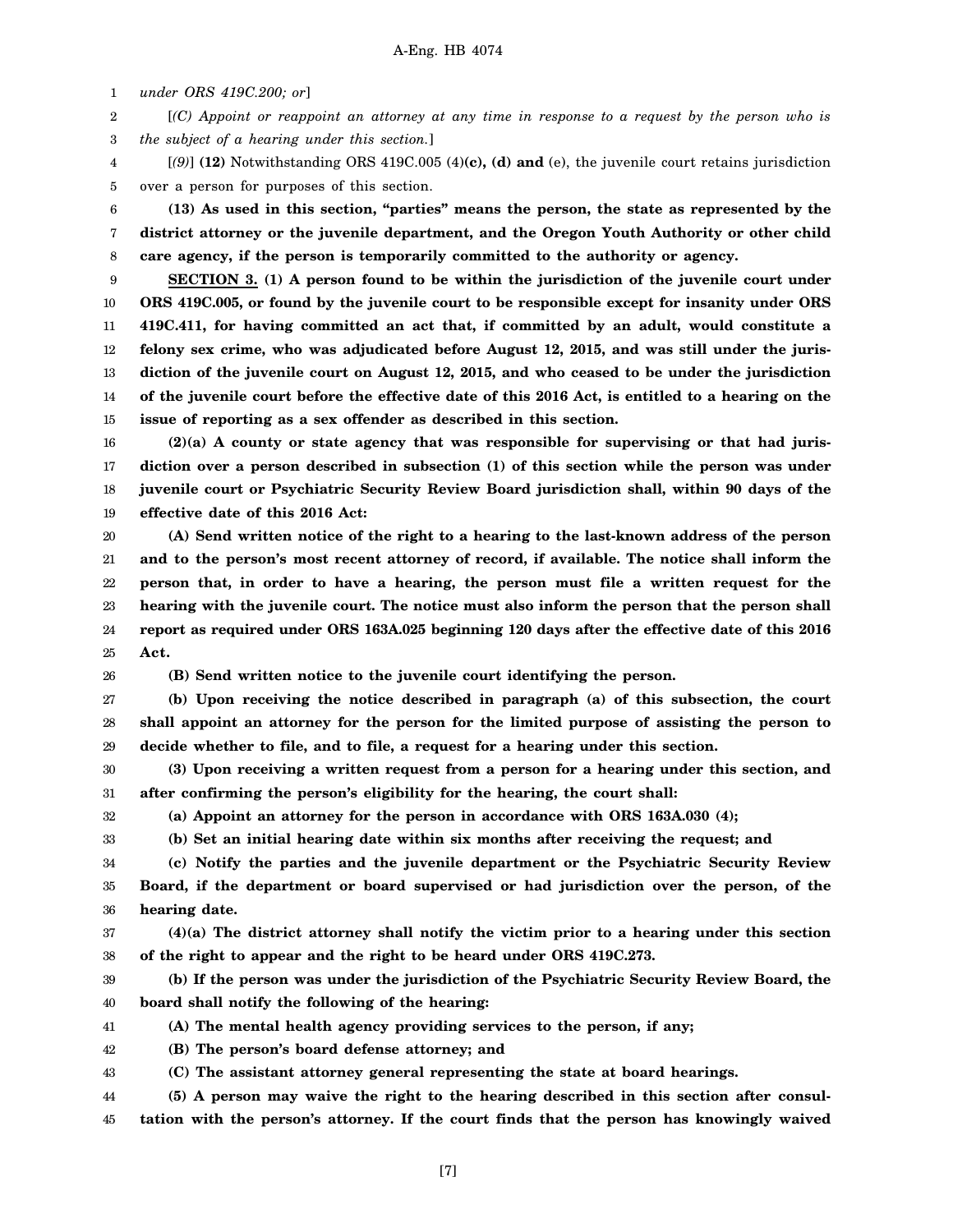*under ORS 419C.200; or*]

[*(C) Appoint or reappoint an attorney at any time in response to a request by the person who is the subject of a hearing under this section.*]

[*(9)*] **(12)** Notwithstanding ORS 419C.005 (4)**(c), (d) and** (e), the juvenile court retains jurisdiction over a person for purposes of this section.

**(13) As used in this section, "parties" means the person, the state as represented by the district attorney or the juvenile department, and the Oregon Youth Authority or other child care agency, if the person is temporarily committed to the authority or agency.**

**SECTION 3. (1) A person found to be within the jurisdiction of the juvenile court under ORS 419C.005, or found by the juvenile court to be responsible except for insanity under ORS 419C.411, for having committed an act that, if committed by an adult, would constitute a felony sex crime, who was adjudicated before August 12, 2015, and was still under the jurisdiction of the juvenile court on August 12, 2015, and who ceased to be under the jurisdiction of the juvenile court before the effective date of this 2016 Act, is entitled to a hearing on the issue of reporting as a sex offender as described in this section.**

**(2)(a) A county or state agency that was responsible for supervising or that had jurisdiction over a person described in subsection (1) of this section while the person was under juvenile court or Psychiatric Security Review Board jurisdiction shall, within 90 days of the effective date of this 2016 Act:**

**(A) Send written notice of the right to a hearing to the last-known address of the person and to the person's most recent attorney of record, if available. The notice shall inform the person that, in order to have a hearing, the person must file a written request for the hearing with the juvenile court. The notice must also inform the person that the person shall report as required under ORS 163A.025 beginning 120 days after the effective date of this 2016 Act.**

**(B) Send written notice to the juvenile court identifying the person.**

**(b) Upon receiving the notice described in paragraph (a) of this subsection, the court shall appoint an attorney for the person for the limited purpose of assisting the person to decide whether to file, and to file, a request for a hearing under this section.**

**(3) Upon receiving a written request from a person for a hearing under this section, and after confirming the person's eligibility for the hearing, the court shall:**

**(a) Appoint an attorney for the person in accordance with ORS 163A.030 (4);**

**(b) Set an initial hearing date within six months after receiving the request; and**

**(c) Notify the parties and the juvenile department or the Psychiatric Security Review Board, if the department or board supervised or had jurisdiction over the person, of the hearing date.**

**(4)(a) The district attorney shall notify the victim prior to a hearing under this section of the right to appear and the right to be heard under ORS 419C.273.**

**(b) If the person was under the jurisdiction of the Psychiatric Security Review Board, the board shall notify the following of the hearing:**

**(A) The mental health agency providing services to the person, if any;**

**(B) The person's board defense attorney; and**

**(C) The assistant attorney general representing the state at board hearings.**

**(5) A person may waive the right to the hearing described in this section after consultation with the person's attorney. If the court finds that the person has knowingly waived**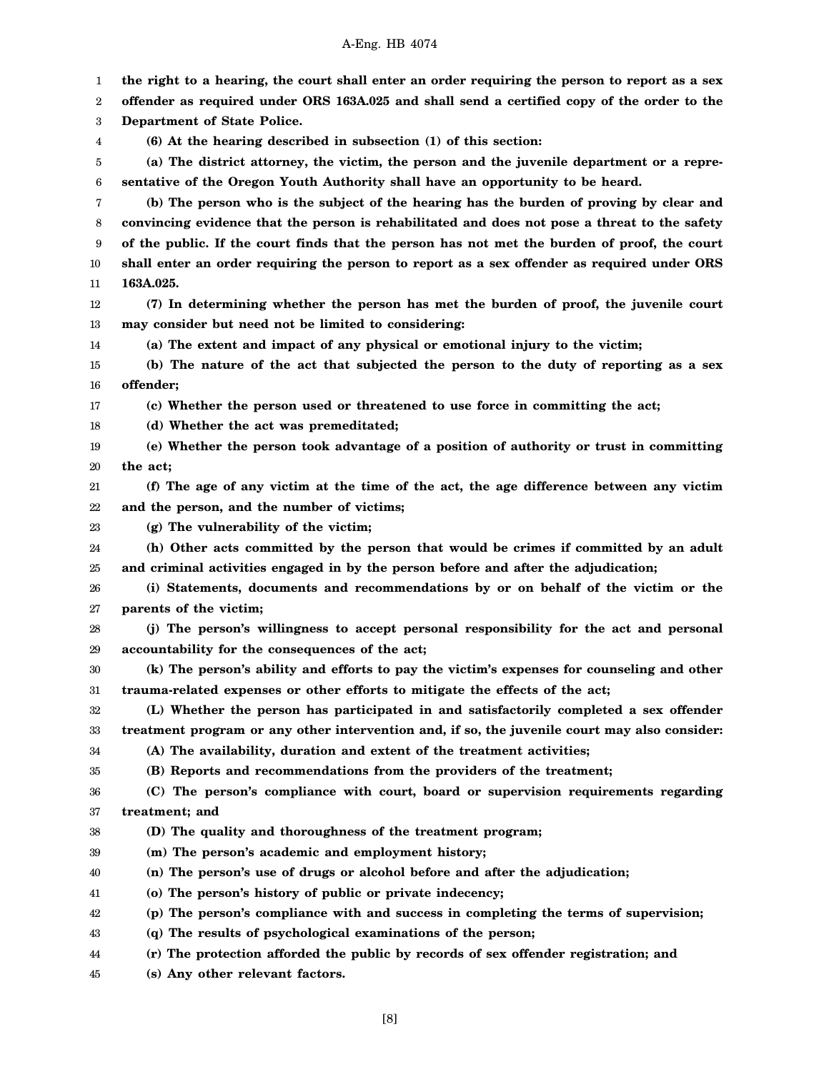**the right to a hearing, the court shall enter an order requiring the person to report as a sex offender as required under ORS 163A.025 and shall send a certified copy of the order to the Department of State Police.**

**(6) At the hearing described in subsection (1) of this section:**

**(a) The district attorney, the victim, the person and the juvenile department or a representative of the Oregon Youth Authority shall have an opportunity to be heard.**

**(b) The person who is the subject of the hearing has the burden of proving by clear and convincing evidence that the person is rehabilitated and does not pose a threat to the safety of the public. If the court finds that the person has not met the burden of proof, the court shall enter an order requiring the person to report as a sex offender as required under ORS 163A.025.**

**(7) In determining whether the person has met the burden of proof, the juvenile court may consider but need not be limited to considering:**

**(a) The extent and impact of any physical or emotional injury to the victim;**

**(b) The nature of the act that subjected the person to the duty of reporting as a sex offender;**

**(c) Whether the person used or threatened to use force in committing the act;**

**(d) Whether the act was premeditated;**

**(e) Whether the person took advantage of a position of authority or trust in committing the act;**

**(f) The age of any victim at the time of the act, the age difference between any victim and the person, and the number of victims;**

**(g) The vulnerability of the victim;**

**(h) Other acts committed by the person that would be crimes if committed by an adult and criminal activities engaged in by the person before and after the adjudication;**

**(i) Statements, documents and recommendations by or on behalf of the victim or the parents of the victim;**

**(j) The person's willingness to accept personal responsibility for the act and personal accountability for the consequences of the act;**

**(k) The person's ability and efforts to pay the victim's expenses for counseling and other trauma-related expenses or other efforts to mitigate the effects of the act;**

**(L) Whether the person has participated in and satisfactorily completed a sex offender treatment program or any other intervention and, if so, the juvenile court may also consider:**

**(A) The availability, duration and extent of the treatment activities;**

**(B) Reports and recommendations from the providers of the treatment;**

**(C) The person's compliance with court, board or supervision requirements regarding treatment; and**

**(D) The quality and thoroughness of the treatment program;**

**(m) The person's academic and employment history;**

**(n) The person's use of drugs or alcohol before and after the adjudication;**

**(o) The person's history of public or private indecency;**

**(p) The person's compliance with and success in completing the terms of supervision;**

**(q) The results of psychological examinations of the person;**

**(r) The protection afforded the public by records of sex offender registration; and**

**(s) Any other relevant factors.**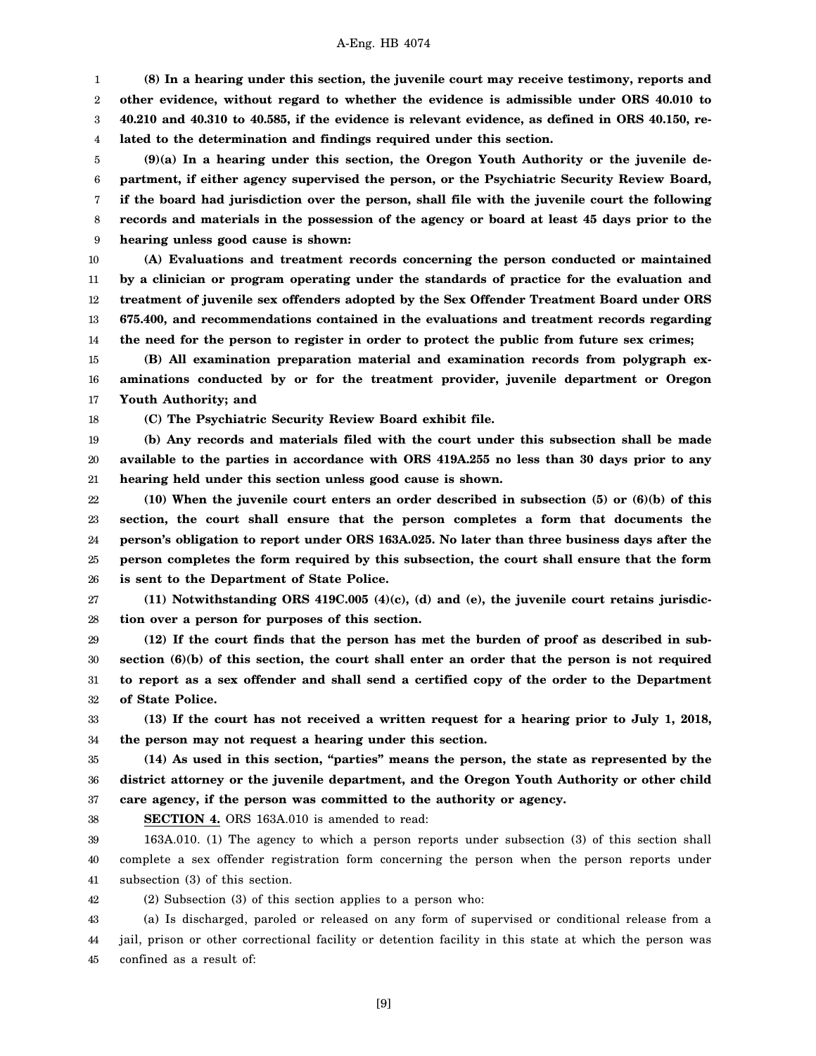**(8) In a hearing under this section, the juvenile court may receive testimony, reports and other evidence, without regard to whether the evidence is admissible under ORS 40.010 to 40.210 and 40.310 to 40.585, if the evidence is relevant evidence, as defined in ORS 40.150, related to the determination and findings required under this section.**

**(9)(a) In a hearing under this section, the Oregon Youth Authority or the juvenile department, if either agency supervised the person, or the Psychiatric Security Review Board, if the board had jurisdiction over the person, shall file with the juvenile court the following records and materials in the possession of the agency or board at least 45 days prior to the hearing unless good cause is shown:**

**(A) Evaluations and treatment records concerning the person conducted or maintained by a clinician or program operating under the standards of practice for the evaluation and treatment of juvenile sex offenders adopted by the Sex Offender Treatment Board under ORS 675.400, and recommendations contained in the evaluations and treatment records regarding the need for the person to register in order to protect the public from future sex crimes;**

**(B) All examination preparation material and examination records from polygraph examinations conducted by or for the treatment provider, juvenile department or Oregon Youth Authority; and**

**(C) The Psychiatric Security Review Board exhibit file.**

**(b) Any records and materials filed with the court under this subsection shall be made available to the parties in accordance with ORS 419A.255 no less than 30 days prior to any hearing held under this section unless good cause is shown.**

**(10) When the juvenile court enters an order described in subsection (5) or (6)(b) of this section, the court shall ensure that the person completes a form that documents the person's obligation to report under ORS 163A.025. No later than three business days after the person completes the form required by this subsection, the court shall ensure that the form is sent to the Department of State Police.**

**(11) Notwithstanding ORS 419C.005 (4)(c), (d) and (e), the juvenile court retains jurisdiction over a person for purposes of this section.**

**(12) If the court finds that the person has met the burden of proof as described in subsection (6)(b) of this section, the court shall enter an order that the person is not required to report as a sex offender and shall send a certified copy of the order to the Department of State Police.**

**(13) If the court has not received a written request for a hearing prior to July 1, 2018, the person may not request a hearing under this section.**

**(14) As used in this section, "parties" means the person, the state as represented by the district attorney or the juvenile department, and the Oregon Youth Authority or other child care agency, if the person was committed to the authority or agency.**

**SECTION 4.** ORS 163A.010 is amended to read:

163A.010. (1) The agency to which a person reports under subsection (3) of this section shall complete a sex offender registration form concerning the person when the person reports under subsection (3) of this section.

(2) Subsection (3) of this section applies to a person who:

(a) Is discharged, paroled or released on any form of supervised or conditional release from a jail, prison or other correctional facility or detention facility in this state at which the person was confined as a result of: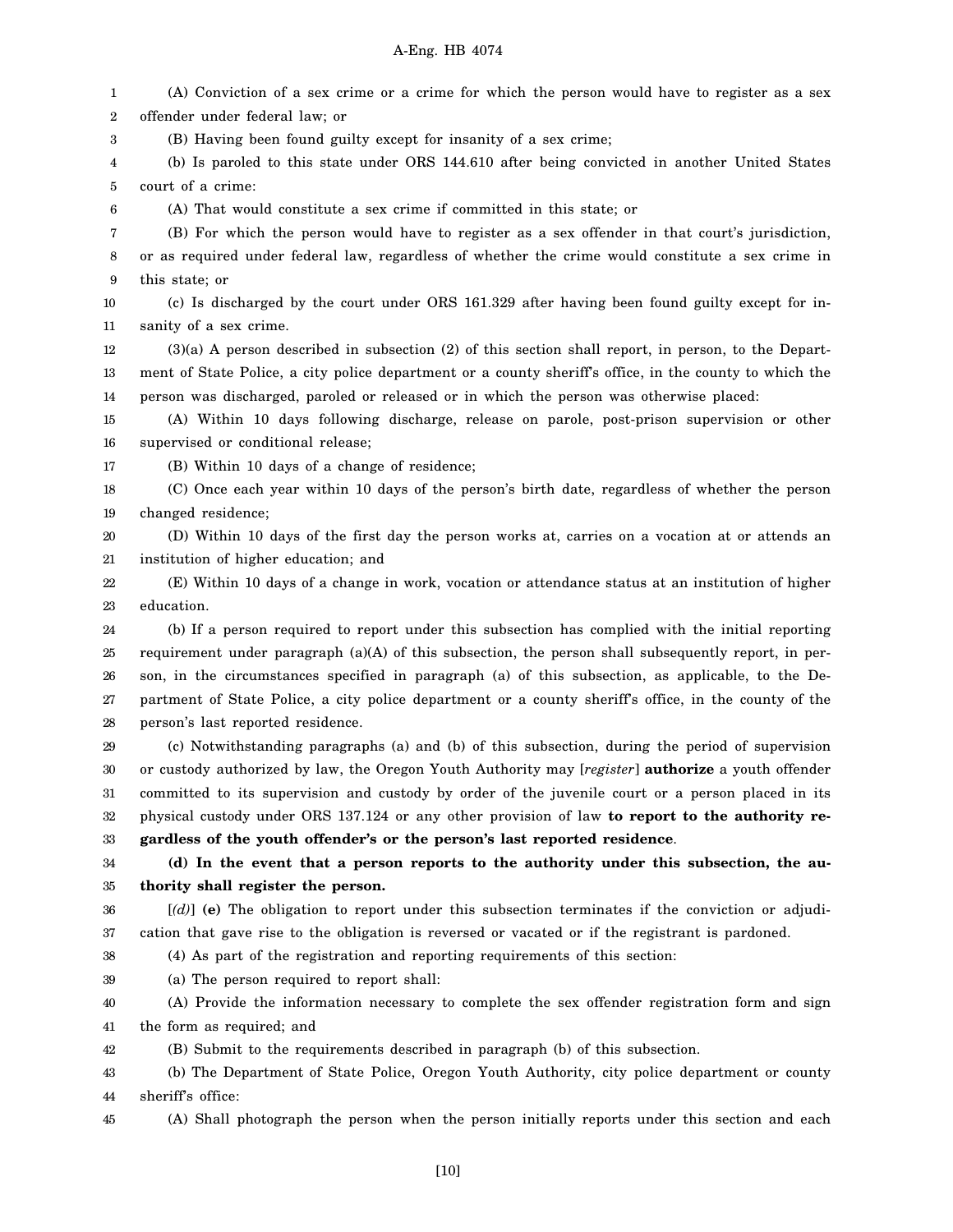(A) Conviction of a sex crime or a crime for which the person would have to register as a sex offender under federal law; or

(B) Having been found guilty except for insanity of a sex crime;

(b) Is paroled to this state under ORS 144.610 after being convicted in another United States court of a crime:

(A) That would constitute a sex crime if committed in this state; or

(B) For which the person would have to register as a sex offender in that court's jurisdiction, or as required under federal law, regardless of whether the crime would constitute a sex crime in this state; or

(c) Is discharged by the court under ORS 161.329 after having been found guilty except for insanity of a sex crime.

(3)(a) A person described in subsection (2) of this section shall report, in person, to the Department of State Police, a city police department or a county sheriff's office, in the county to which the person was discharged, paroled or released or in which the person was otherwise placed:

(A) Within 10 days following discharge, release on parole, post-prison supervision or other supervised or conditional release;

(B) Within 10 days of a change of residence;

(C) Once each year within 10 days of the person's birth date, regardless of whether the person changed residence;

(D) Within 10 days of the first day the person works at, carries on a vocation at or attends an institution of higher education; and

(E) Within 10 days of a change in work, vocation or attendance status at an institution of higher education.

(b) If a person required to report under this subsection has complied with the initial reporting requirement under paragraph (a)(A) of this subsection, the person shall subsequently report, in person, in the circumstances specified in paragraph (a) of this subsection, as applicable, to the Department of State Police, a city police department or a county sheriff's office, in the county of the person's last reported residence.

(c) Notwithstanding paragraphs (a) and (b) of this subsection, during the period of supervision or custody authorized by law, the Oregon Youth Authority may [*register*] **authorize** a youth offender committed to its supervision and custody by order of the juvenile court or a person placed in its physical custody under ORS 137.124 or any other provision of law **to report to the authority regardless of the youth offender's or the person's last reported residence**.

**(d) In the event that a person reports to the authority under this subsection, the authority shall register the person.**

[*(d)*] **(e)** The obligation to report under this subsection terminates if the conviction or adjudication that gave rise to the obligation is reversed or vacated or if the registrant is pardoned.

(4) As part of the registration and reporting requirements of this section:

(a) The person required to report shall:

(A) Provide the information necessary to complete the sex offender registration form and sign the form as required; and

(B) Submit to the requirements described in paragraph (b) of this subsection.

(b) The Department of State Police, Oregon Youth Authority, city police department or county sheriff's office:

(A) Shall photograph the person when the person initially reports under this section and each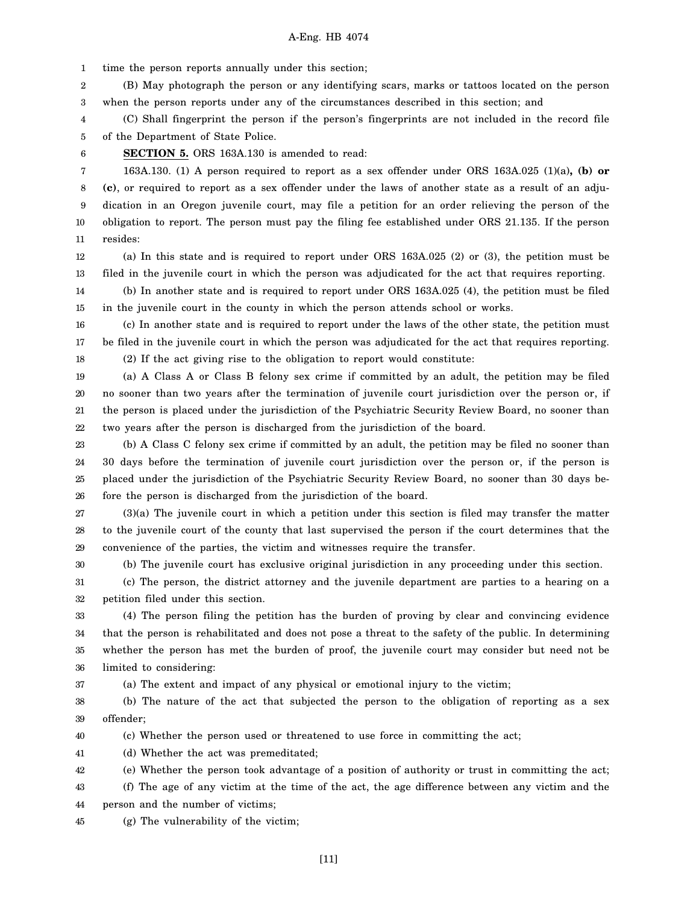time the person reports annually under this section;

(B) May photograph the person or any identifying scars, marks or tattoos located on the person when the person reports under any of the circumstances described in this section; and

(C) Shall fingerprint the person if the person's fingerprints are not included in the record file of the Department of State Police.

**SECTION 5.** ORS 163A.130 is amended to read:

163A.130. (1) A person required to report as a sex offender under ORS 163A.025 (1)(a)**, (b) or (c)**, or required to report as a sex offender under the laws of another state as a result of an adjudication in an Oregon juvenile court, may file a petition for an order relieving the person of the obligation to report. The person must pay the filing fee established under ORS 21.135. If the person resides:

(a) In this state and is required to report under ORS 163A.025 (2) or (3), the petition must be filed in the juvenile court in which the person was adjudicated for the act that requires reporting.

(b) In another state and is required to report under ORS 163A.025 (4), the petition must be filed in the juvenile court in the county in which the person attends school or works.

(c) In another state and is required to report under the laws of the other state, the petition must be filed in the juvenile court in which the person was adjudicated for the act that requires reporting.

(2) If the act giving rise to the obligation to report would constitute:

(a) A Class A or Class B felony sex crime if committed by an adult, the petition may be filed no sooner than two years after the termination of juvenile court jurisdiction over the person or, if the person is placed under the jurisdiction of the Psychiatric Security Review Board, no sooner than two years after the person is discharged from the jurisdiction of the board.

(b) A Class C felony sex crime if committed by an adult, the petition may be filed no sooner than 30 days before the termination of juvenile court jurisdiction over the person or, if the person is placed under the jurisdiction of the Psychiatric Security Review Board, no sooner than 30 days before the person is discharged from the jurisdiction of the board.

(3)(a) The juvenile court in which a petition under this section is filed may transfer the matter to the juvenile court of the county that last supervised the person if the court determines that the convenience of the parties, the victim and witnesses require the transfer.

(b) The juvenile court has exclusive original jurisdiction in any proceeding under this section.

(c) The person, the district attorney and the juvenile department are parties to a hearing on a petition filed under this section.

(4) The person filing the petition has the burden of proving by clear and convincing evidence that the person is rehabilitated and does not pose a threat to the safety of the public. In determining whether the person has met the burden of proof, the juvenile court may consider but need not be limited to considering:

(a) The extent and impact of any physical or emotional injury to the victim;

(b) The nature of the act that subjected the person to the obligation of reporting as a sex offender;

(c) Whether the person used or threatened to use force in committing the act;

(d) Whether the act was premeditated;

(e) Whether the person took advantage of a position of authority or trust in committing the act;

(f) The age of any victim at the time of the act, the age difference between any victim and the person and the number of victims;

(g) The vulnerability of the victim;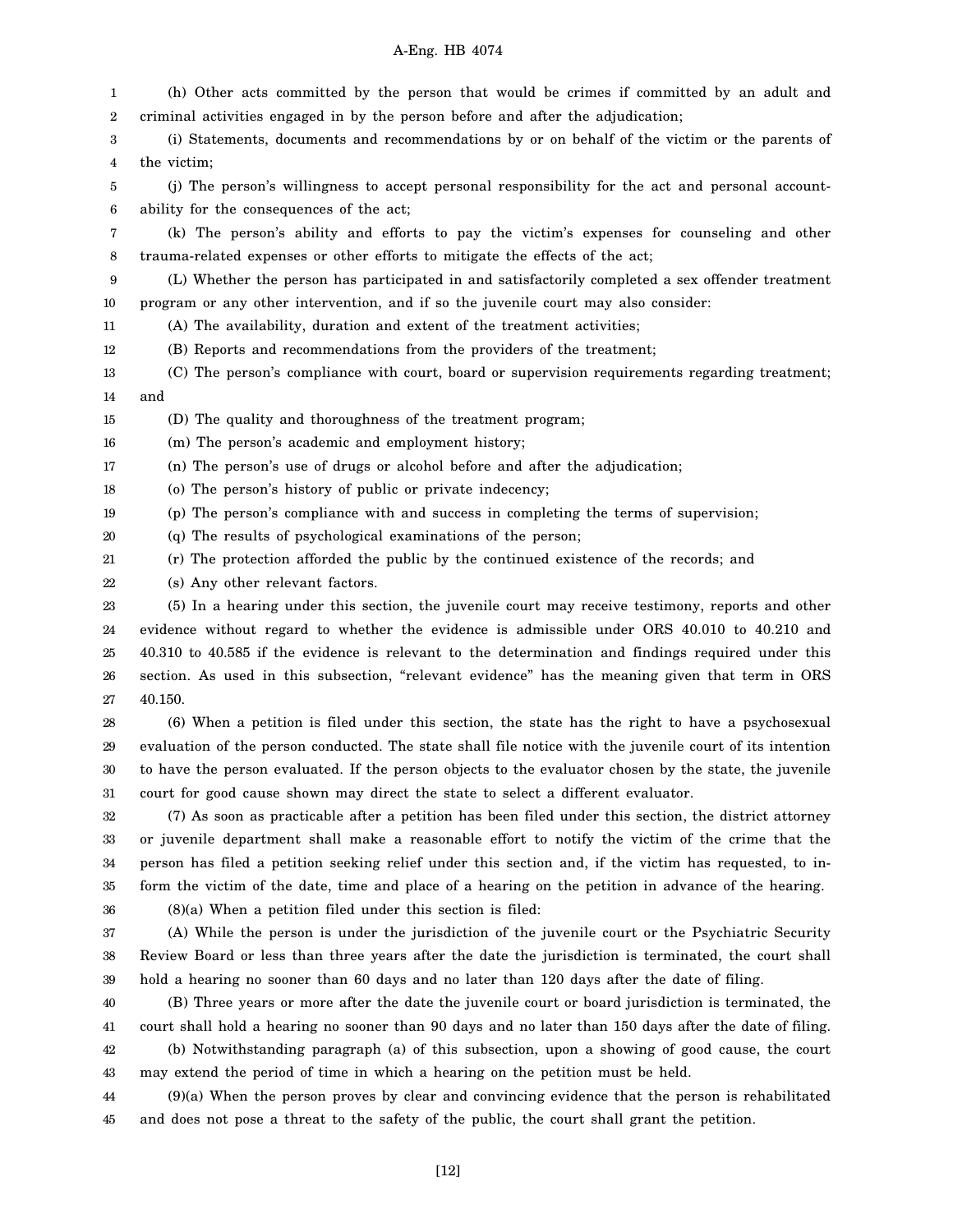(h) Other acts committed by the person that would be crimes if committed by an adult and criminal activities engaged in by the person before and after the adjudication;

(i) Statements, documents and recommendations by or on behalf of the victim or the parents of the victim;

(j) The person's willingness to accept personal responsibility for the act and personal accountability for the consequences of the act;

(k) The person's ability and efforts to pay the victim's expenses for counseling and other trauma-related expenses or other efforts to mitigate the effects of the act;

(L) Whether the person has participated in and satisfactorily completed a sex offender treatment program or any other intervention, and if so the juvenile court may also consider:

(A) The availability, duration and extent of the treatment activities;

(B) Reports and recommendations from the providers of the treatment;

(C) The person's compliance with court, board or supervision requirements regarding treatment; and

(D) The quality and thoroughness of the treatment program;

(m) The person's academic and employment history;

(n) The person's use of drugs or alcohol before and after the adjudication;

(o) The person's history of public or private indecency;

(p) The person's compliance with and success in completing the terms of supervision;

(q) The results of psychological examinations of the person;

(r) The protection afforded the public by the continued existence of the records; and

(s) Any other relevant factors.

(5) In a hearing under this section, the juvenile court may receive testimony, reports and other evidence without regard to whether the evidence is admissible under ORS 40.010 to 40.210 and 40.310 to 40.585 if the evidence is relevant to the determination and findings required under this section. As used in this subsection, "relevant evidence" has the meaning given that term in ORS 40.150.

(6) When a petition is filed under this section, the state has the right to have a psychosexual evaluation of the person conducted. The state shall file notice with the juvenile court of its intention to have the person evaluated. If the person objects to the evaluator chosen by the state, the juvenile court for good cause shown may direct the state to select a different evaluator.

(7) As soon as practicable after a petition has been filed under this section, the district attorney or juvenile department shall make a reasonable effort to notify the victim of the crime that the person has filed a petition seeking relief under this section and, if the victim has requested, to inform the victim of the date, time and place of a hearing on the petition in advance of the hearing.

(8)(a) When a petition filed under this section is filed:

(A) While the person is under the jurisdiction of the juvenile court or the Psychiatric Security Review Board or less than three years after the date the jurisdiction is terminated, the court shall hold a hearing no sooner than 60 days and no later than 120 days after the date of filing.

(B) Three years or more after the date the juvenile court or board jurisdiction is terminated, the court shall hold a hearing no sooner than 90 days and no later than 150 days after the date of filing.

(b) Notwithstanding paragraph (a) of this subsection, upon a showing of good cause, the court may extend the period of time in which a hearing on the petition must be held.

(9)(a) When the person proves by clear and convincing evidence that the person is rehabilitated and does not pose a threat to the safety of the public, the court shall grant the petition.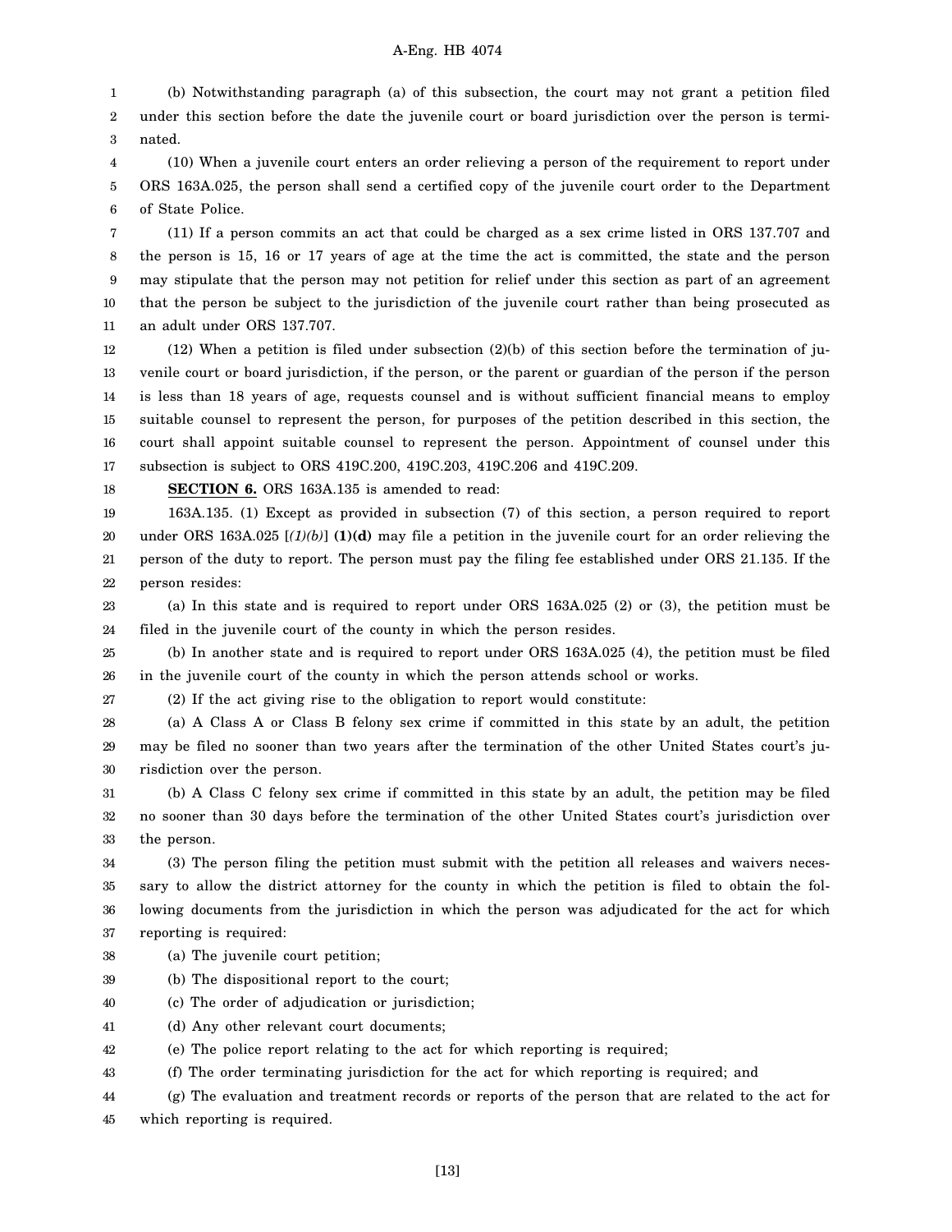(b) Notwithstanding paragraph (a) of this subsection, the court may not grant a petition filed under this section before the date the juvenile court or board jurisdiction over the person is terminated.

(10) When a juvenile court enters an order relieving a person of the requirement to report under ORS 163A.025, the person shall send a certified copy of the juvenile court order to the Department of State Police.

(11) If a person commits an act that could be charged as a sex crime listed in ORS 137.707 and the person is 15, 16 or 17 years of age at the time the act is committed, the state and the person may stipulate that the person may not petition for relief under this section as part of an agreement that the person be subject to the jurisdiction of the juvenile court rather than being prosecuted as an adult under ORS 137.707.

(12) When a petition is filed under subsection (2)(b) of this section before the termination of juvenile court or board jurisdiction, if the person, or the parent or guardian of the person if the person is less than 18 years of age, requests counsel and is without sufficient financial means to employ suitable counsel to represent the person, for purposes of the petition described in this section, the court shall appoint suitable counsel to represent the person. Appointment of counsel under this subsection is subject to ORS 419C.200, 419C.203, 419C.206 and 419C.209.

**SECTION 6.** ORS 163A.135 is amended to read:

163A.135. (1) Except as provided in subsection (7) of this section, a person required to report under ORS 163A.025 [*(1)(b)*] **(1)(d)** may file a petition in the juvenile court for an order relieving the person of the duty to report. The person must pay the filing fee established under ORS 21.135. If the person resides:

(a) In this state and is required to report under ORS 163A.025 (2) or (3), the petition must be filed in the juvenile court of the county in which the person resides.

(b) In another state and is required to report under ORS 163A.025 (4), the petition must be filed in the juvenile court of the county in which the person attends school or works.

(2) If the act giving rise to the obligation to report would constitute:

(a) A Class A or Class B felony sex crime if committed in this state by an adult, the petition may be filed no sooner than two years after the termination of the other United States court's jurisdiction over the person.

(b) A Class C felony sex crime if committed in this state by an adult, the petition may be filed no sooner than 30 days before the termination of the other United States court's jurisdiction over the person.

(3) The person filing the petition must submit with the petition all releases and waivers necessary to allow the district attorney for the county in which the petition is filed to obtain the following documents from the jurisdiction in which the person was adjudicated for the act for which reporting is required:

(a) The juvenile court petition;

(b) The dispositional report to the court;

(c) The order of adjudication or jurisdiction;

(d) Any other relevant court documents;

(e) The police report relating to the act for which reporting is required;

(f) The order terminating jurisdiction for the act for which reporting is required; and

(g) The evaluation and treatment records or reports of the person that are related to the act for which reporting is required.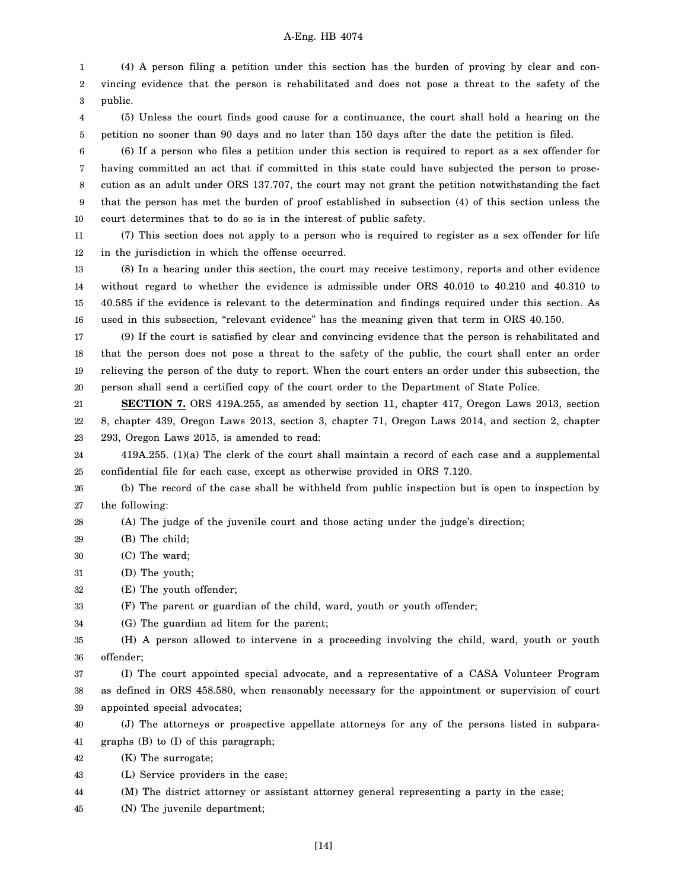(4) A person filing a petition under this section has the burden of proving by clear and convincing evidence that the person is rehabilitated and does not pose a threat to the safety of the public.

(5) Unless the court finds good cause for a continuance, the court shall hold a hearing on the petition no sooner than 90 days and no later than 150 days after the date the petition is filed.

(6) If a person who files a petition under this section is required to report as a sex offender for having committed an act that if committed in this state could have subjected the person to prosecution as an adult under ORS 137.707, the court may not grant the petition notwithstanding the fact that the person has met the burden of proof established in subsection (4) of this section unless the court determines that to do so is in the interest of public safety.

(7) This section does not apply to a person who is required to register as a sex offender for life in the jurisdiction in which the offense occurred.

(8) In a hearing under this section, the court may receive testimony, reports and other evidence without regard to whether the evidence is admissible under ORS 40.010 to 40.210 and 40.310 to 40.585 if the evidence is relevant to the determination and findings required under this section. As used in this subsection, "relevant evidence" has the meaning given that term in ORS 40.150.

(9) If the court is satisfied by clear and convincing evidence that the person is rehabilitated and that the person does not pose a threat to the safety of the public, the court shall enter an order relieving the person of the duty to report. When the court enters an order under this subsection, the person shall send a certified copy of the court order to the Department of State Police.

**SECTION 7.** ORS 419A.255, as amended by section 11, chapter 417, Oregon Laws 2013, section 8, chapter 439, Oregon Laws 2013, section 3, chapter 71, Oregon Laws 2014, and section 2, chapter 293, Oregon Laws 2015, is amended to read:

419A.255. (1)(a) The clerk of the court shall maintain a record of each case and a supplemental confidential file for each case, except as otherwise provided in ORS 7.120.

(b) The record of the case shall be withheld from public inspection but is open to inspection by the following:

(A) The judge of the juvenile court and those acting under the judge's direction;

(B) The child;

(C) The ward;

(D) The youth;

(E) The youth offender;

(F) The parent or guardian of the child, ward, youth or youth offender;

(G) The guardian ad litem for the parent;

(H) A person allowed to intervene in a proceeding involving the child, ward, youth or youth offender;

(I) The court appointed special advocate, and a representative of a CASA Volunteer Program as defined in ORS 458.580, when reasonably necessary for the appointment or supervision of court appointed special advocates;

(J) The attorneys or prospective appellate attorneys for any of the persons listed in subparagraphs (B) to (I) of this paragraph;

(K) The surrogate;

(L) Service providers in the case;

(M) The district attorney or assistant attorney general representing a party in the case;

(N) The juvenile department;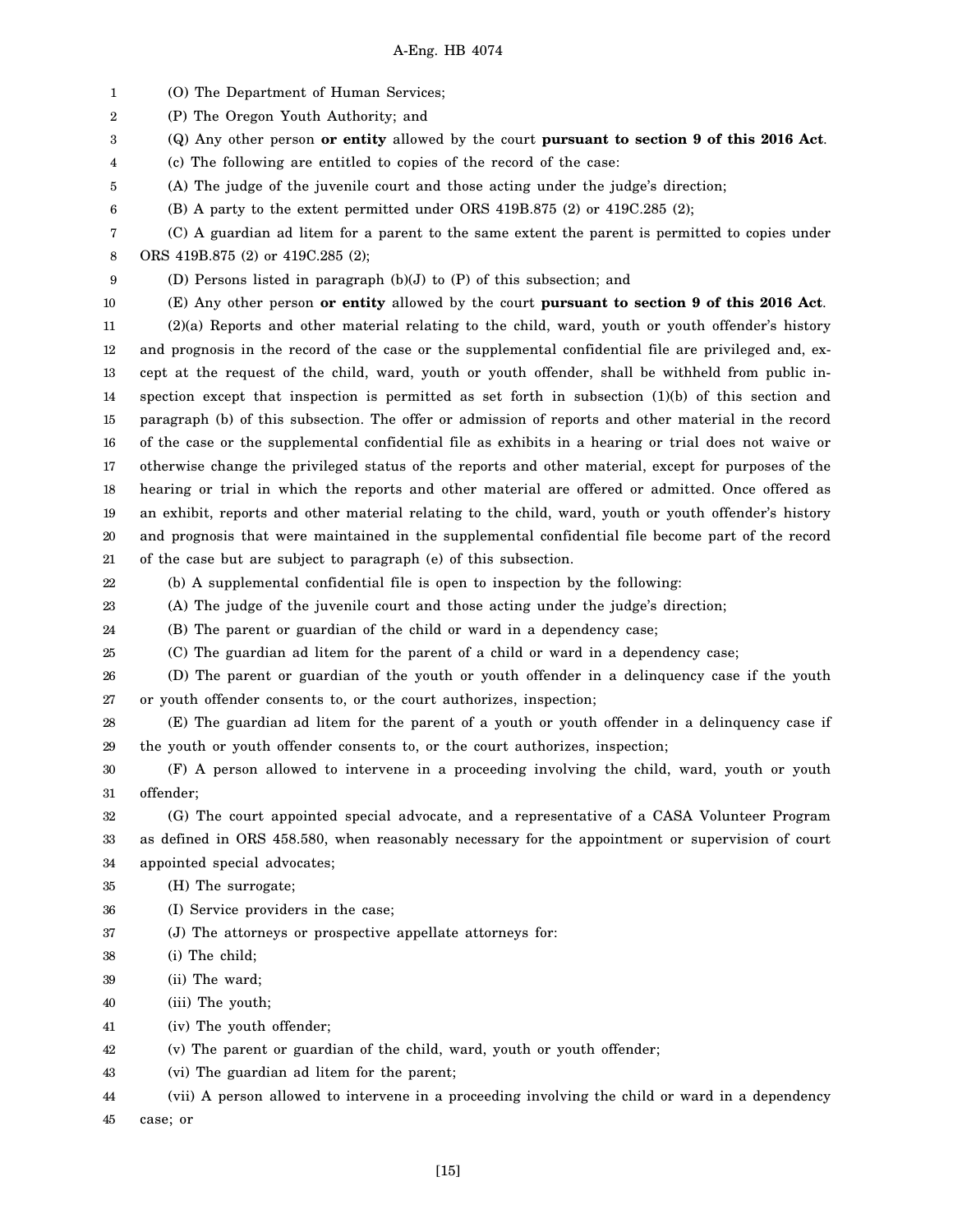(O) The Department of Human Services;

(P) The Oregon Youth Authority; and

(Q) Any other person **or entity** allowed by the court **pursuant to section 9 of this 2016 Act**.

(c) The following are entitled to copies of the record of the case:

(A) The judge of the juvenile court and those acting under the judge's direction;

(B) A party to the extent permitted under ORS 419B.875 (2) or 419C.285 (2);

(C) A guardian ad litem for a parent to the same extent the parent is permitted to copies under ORS 419B.875 (2) or 419C.285 (2);

(D) Persons listed in paragraph (b)(J) to (P) of this subsection; and

(E) Any other person **or entity** allowed by the court **pursuant to section 9 of this 2016 Act**.

(2)(a) Reports and other material relating to the child, ward, youth or youth offender's history and prognosis in the record of the case or the supplemental confidential file are privileged and, except at the request of the child, ward, youth or youth offender, shall be withheld from public inspection except that inspection is permitted as set forth in subsection (1)(b) of this section and paragraph (b) of this subsection. The offer or admission of reports and other material in the record of the case or the supplemental confidential file as exhibits in a hearing or trial does not waive or otherwise change the privileged status of the reports and other material, except for purposes of the hearing or trial in which the reports and other material are offered or admitted. Once offered as an exhibit, reports and other material relating to the child, ward, youth or youth offender's history and prognosis that were maintained in the supplemental confidential file become part of the record of the case but are subject to paragraph (e) of this subsection.

(b) A supplemental confidential file is open to inspection by the following:

(A) The judge of the juvenile court and those acting under the judge's direction;

(B) The parent or guardian of the child or ward in a dependency case;

(C) The guardian ad litem for the parent of a child or ward in a dependency case;

(D) The parent or guardian of the youth or youth offender in a delinquency case if the youth or youth offender consents to, or the court authorizes, inspection;

(E) The guardian ad litem for the parent of a youth or youth offender in a delinquency case if the youth or youth offender consents to, or the court authorizes, inspection;

(F) A person allowed to intervene in a proceeding involving the child, ward, youth or youth offender;

(G) The court appointed special advocate, and a representative of a CASA Volunteer Program as defined in ORS 458.580, when reasonably necessary for the appointment or supervision of court appointed special advocates;

(H) The surrogate;

(I) Service providers in the case;

(J) The attorneys or prospective appellate attorneys for:

(i) The child;

(ii) The ward;

(iii) The youth;

(iv) The youth offender;

(v) The parent or guardian of the child, ward, youth or youth offender;

(vi) The guardian ad litem for the parent;

(vii) A person allowed to intervene in a proceeding involving the child or ward in a dependency case; or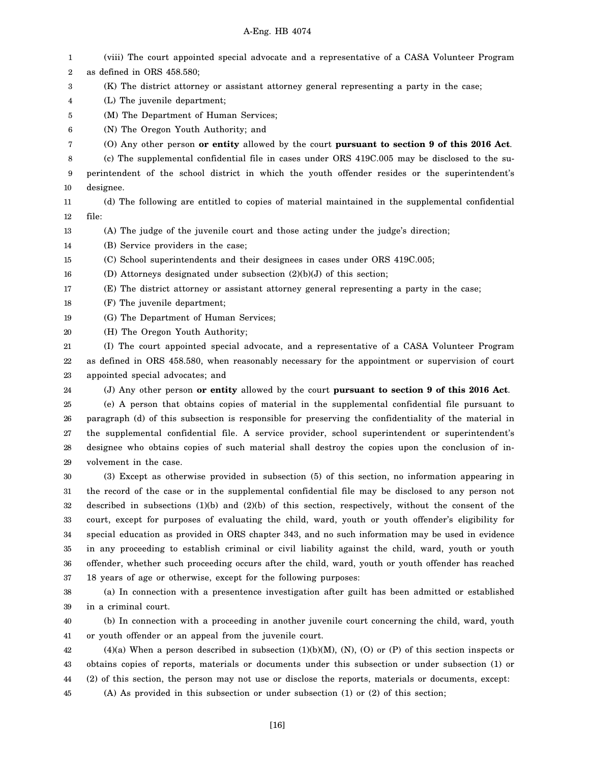(viii) The court appointed special advocate and a representative of a CASA Volunteer Program as defined in ORS 458.580;

(K) The district attorney or assistant attorney general representing a party in the case;

(L) The juvenile department;

(M) The Department of Human Services;

(N) The Oregon Youth Authority; and

(O) Any other person **or entity** allowed by the court **pursuant to section 9 of this 2016 Act**.

(c) The supplemental confidential file in cases under ORS 419C.005 may be disclosed to the superintendent of the school district in which the youth offender resides or the superintendent's designee.

(d) The following are entitled to copies of material maintained in the supplemental confidential file:

(A) The judge of the juvenile court and those acting under the judge's direction;

(B) Service providers in the case;

(C) School superintendents and their designees in cases under ORS 419C.005;

(D) Attorneys designated under subsection (2)(b)(J) of this section;

(E) The district attorney or assistant attorney general representing a party in the case;

(F) The juvenile department;

(G) The Department of Human Services;

(H) The Oregon Youth Authority;

(I) The court appointed special advocate, and a representative of a CASA Volunteer Program as defined in ORS 458.580, when reasonably necessary for the appointment or supervision of court appointed special advocates; and

(J) Any other person **or entity** allowed by the court **pursuant to section 9 of this 2016 Act**.

(e) A person that obtains copies of material in the supplemental confidential file pursuant to paragraph (d) of this subsection is responsible for preserving the confidentiality of the material in the supplemental confidential file. A service provider, school superintendent or superintendent's designee who obtains copies of such material shall destroy the copies upon the conclusion of involvement in the case.

(3) Except as otherwise provided in subsection (5) of this section, no information appearing in the record of the case or in the supplemental confidential file may be disclosed to any person not described in subsections (1)(b) and (2)(b) of this section, respectively, without the consent of the court, except for purposes of evaluating the child, ward, youth or youth offender's eligibility for special education as provided in ORS chapter 343, and no such information may be used in evidence in any proceeding to establish criminal or civil liability against the child, ward, youth or youth offender, whether such proceeding occurs after the child, ward, youth or youth offender has reached 18 years of age or otherwise, except for the following purposes:

(a) In connection with a presentence investigation after guilt has been admitted or established in a criminal court.

(b) In connection with a proceeding in another juvenile court concerning the child, ward, youth or youth offender or an appeal from the juvenile court.

(4)(a) When a person described in subsection (1)(b)(M), (N), (O) or (P) of this section inspects or obtains copies of reports, materials or documents under this subsection or under subsection (1) or (2) of this section, the person may not use or disclose the reports, materials or documents, except:

(A) As provided in this subsection or under subsection (1) or (2) of this section;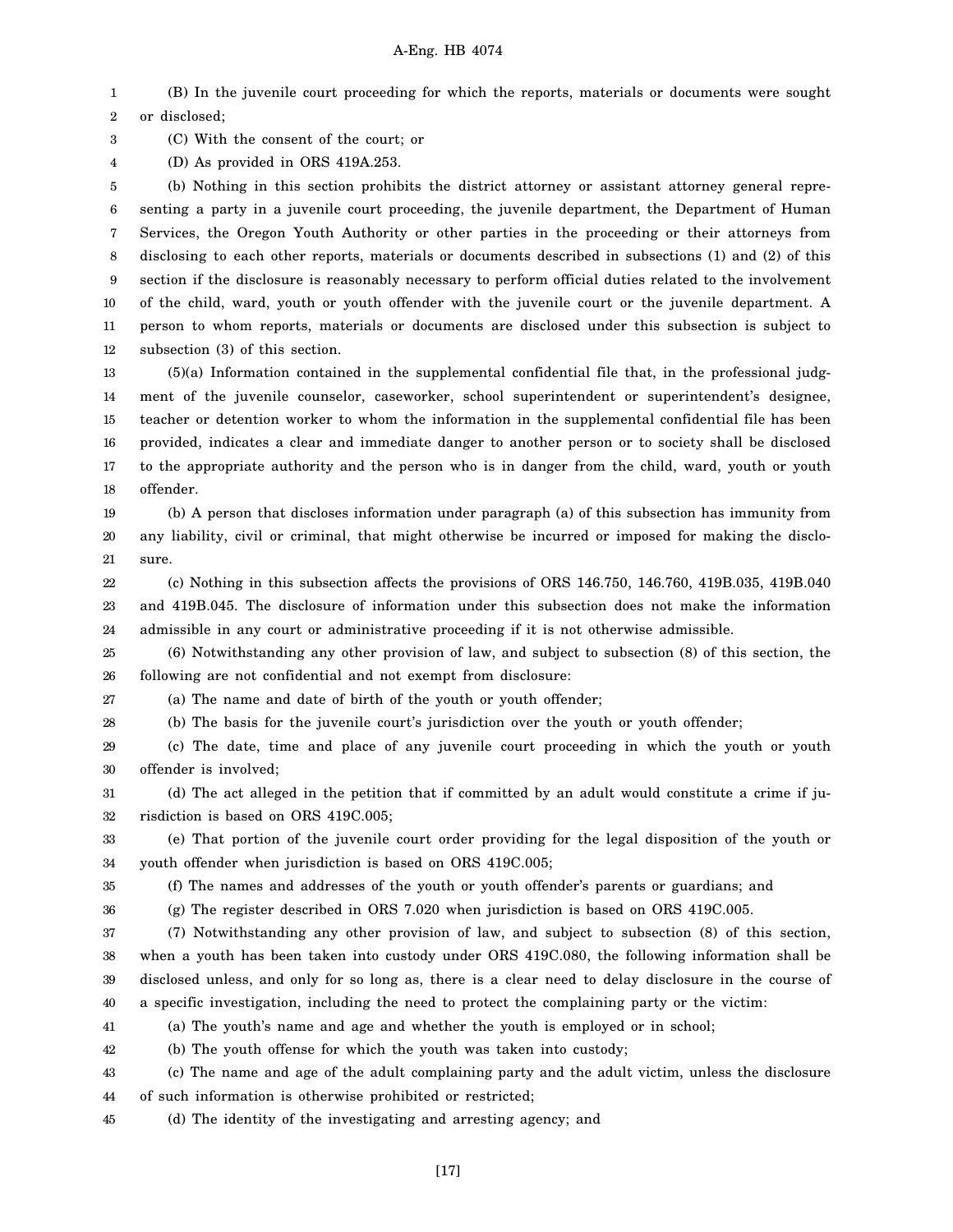(B) In the juvenile court proceeding for which the reports, materials or documents were sought or disclosed;

(C) With the consent of the court; or

(D) As provided in ORS 419A.253.

(b) Nothing in this section prohibits the district attorney or assistant attorney general representing a party in a juvenile court proceeding, the juvenile department, the Department of Human Services, the Oregon Youth Authority or other parties in the proceeding or their attorneys from disclosing to each other reports, materials or documents described in subsections (1) and (2) of this section if the disclosure is reasonably necessary to perform official duties related to the involvement of the child, ward, youth or youth offender with the juvenile court or the juvenile department. A person to whom reports, materials or documents are disclosed under this subsection is subject to subsection (3) of this section.

(5)(a) Information contained in the supplemental confidential file that, in the professional judgment of the juvenile counselor, caseworker, school superintendent or superintendent's designee, teacher or detention worker to whom the information in the supplemental confidential file has been provided, indicates a clear and immediate danger to another person or to society shall be disclosed to the appropriate authority and the person who is in danger from the child, ward, youth or youth offender.

(b) A person that discloses information under paragraph (a) of this subsection has immunity from any liability, civil or criminal, that might otherwise be incurred or imposed for making the disclosure.

(c) Nothing in this subsection affects the provisions of ORS 146.750, 146.760, 419B.035, 419B.040 and 419B.045. The disclosure of information under this subsection does not make the information admissible in any court or administrative proceeding if it is not otherwise admissible.

(6) Notwithstanding any other provision of law, and subject to subsection (8) of this section, the following are not confidential and not exempt from disclosure:

(a) The name and date of birth of the youth or youth offender;

(b) The basis for the juvenile court's jurisdiction over the youth or youth offender;

(c) The date, time and place of any juvenile court proceeding in which the youth or youth offender is involved;

(d) The act alleged in the petition that if committed by an adult would constitute a crime if jurisdiction is based on ORS 419C.005;

(e) That portion of the juvenile court order providing for the legal disposition of the youth or youth offender when jurisdiction is based on ORS 419C.005;

(f) The names and addresses of the youth or youth offender's parents or guardians; and

(g) The register described in ORS 7.020 when jurisdiction is based on ORS 419C.005.

(7) Notwithstanding any other provision of law, and subject to subsection (8) of this section, when a youth has been taken into custody under ORS 419C.080, the following information shall be disclosed unless, and only for so long as, there is a clear need to delay disclosure in the course of a specific investigation, including the need to protect the complaining party or the victim:

(a) The youth's name and age and whether the youth is employed or in school;

(b) The youth offense for which the youth was taken into custody;

(c) The name and age of the adult complaining party and the adult victim, unless the disclosure of such information is otherwise prohibited or restricted;

(d) The identity of the investigating and arresting agency; and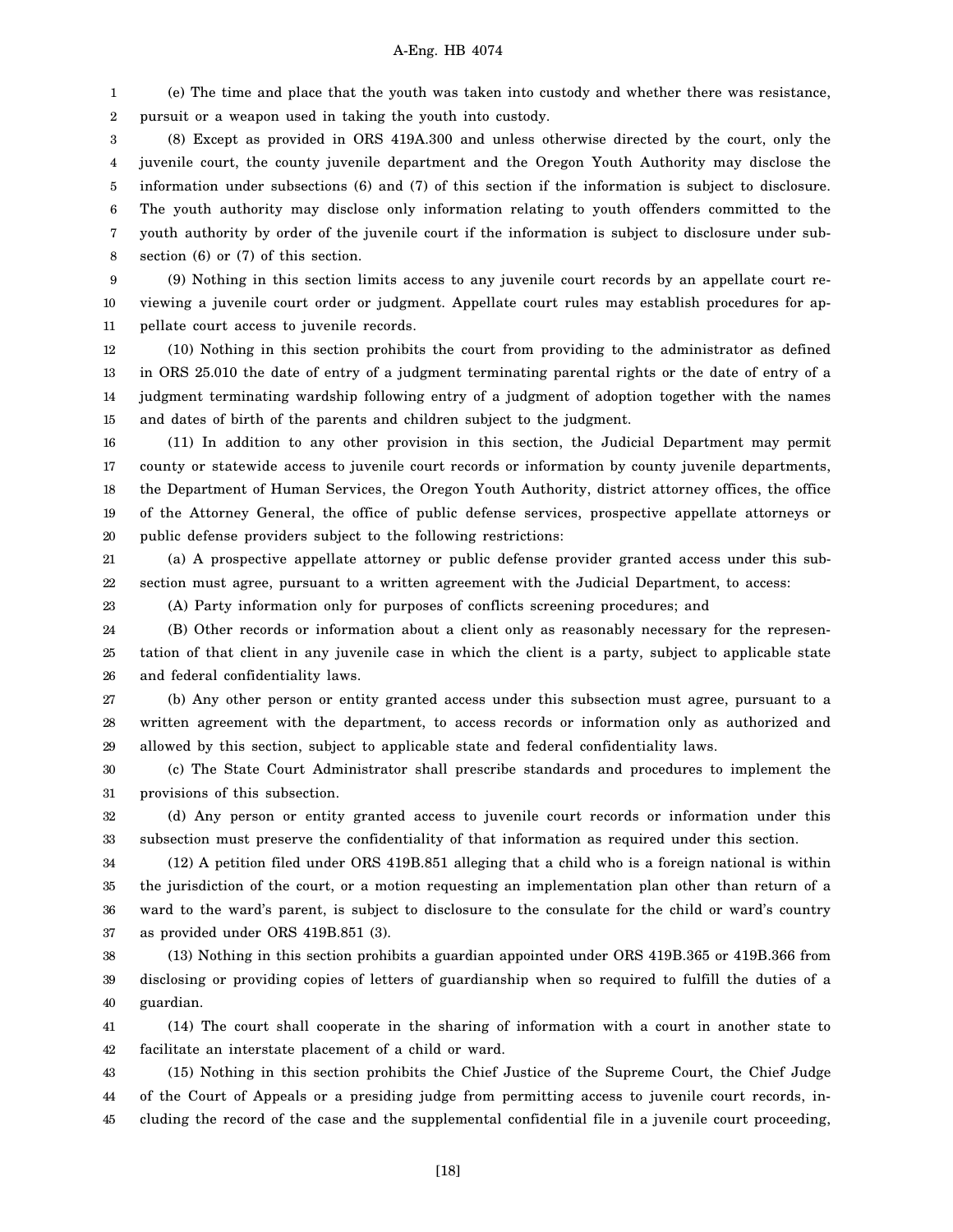(e) The time and place that the youth was taken into custody and whether there was resistance, pursuit or a weapon used in taking the youth into custody.

(8) Except as provided in ORS 419A.300 and unless otherwise directed by the court, only the juvenile court, the county juvenile department and the Oregon Youth Authority may disclose the information under subsections (6) and (7) of this section if the information is subject to disclosure. The youth authority may disclose only information relating to youth offenders committed to the youth authority by order of the juvenile court if the information is subject to disclosure under subsection (6) or (7) of this section.

(9) Nothing in this section limits access to any juvenile court records by an appellate court reviewing a juvenile court order or judgment. Appellate court rules may establish procedures for appellate court access to juvenile records.

(10) Nothing in this section prohibits the court from providing to the administrator as defined in ORS 25.010 the date of entry of a judgment terminating parental rights or the date of entry of a judgment terminating wardship following entry of a judgment of adoption together with the names and dates of birth of the parents and children subject to the judgment.

(11) In addition to any other provision in this section, the Judicial Department may permit county or statewide access to juvenile court records or information by county juvenile departments, the Department of Human Services, the Oregon Youth Authority, district attorney offices, the office of the Attorney General, the office of public defense services, prospective appellate attorneys or public defense providers subject to the following restrictions:

(a) A prospective appellate attorney or public defense provider granted access under this subsection must agree, pursuant to a written agreement with the Judicial Department, to access:

(A) Party information only for purposes of conflicts screening procedures; and

(B) Other records or information about a client only as reasonably necessary for the representation of that client in any juvenile case in which the client is a party, subject to applicable state and federal confidentiality laws.

(b) Any other person or entity granted access under this subsection must agree, pursuant to a written agreement with the department, to access records or information only as authorized and allowed by this section, subject to applicable state and federal confidentiality laws.

(c) The State Court Administrator shall prescribe standards and procedures to implement the provisions of this subsection.

(d) Any person or entity granted access to juvenile court records or information under this subsection must preserve the confidentiality of that information as required under this section.

(12) A petition filed under ORS 419B.851 alleging that a child who is a foreign national is within the jurisdiction of the court, or a motion requesting an implementation plan other than return of a ward to the ward's parent, is subject to disclosure to the consulate for the child or ward's country as provided under ORS 419B.851 (3).

(13) Nothing in this section prohibits a guardian appointed under ORS 419B.365 or 419B.366 from disclosing or providing copies of letters of guardianship when so required to fulfill the duties of a guardian.

(14) The court shall cooperate in the sharing of information with a court in another state to facilitate an interstate placement of a child or ward.

(15) Nothing in this section prohibits the Chief Justice of the Supreme Court, the Chief Judge of the Court of Appeals or a presiding judge from permitting access to juvenile court records, including the record of the case and the supplemental confidential file in a juvenile court proceeding,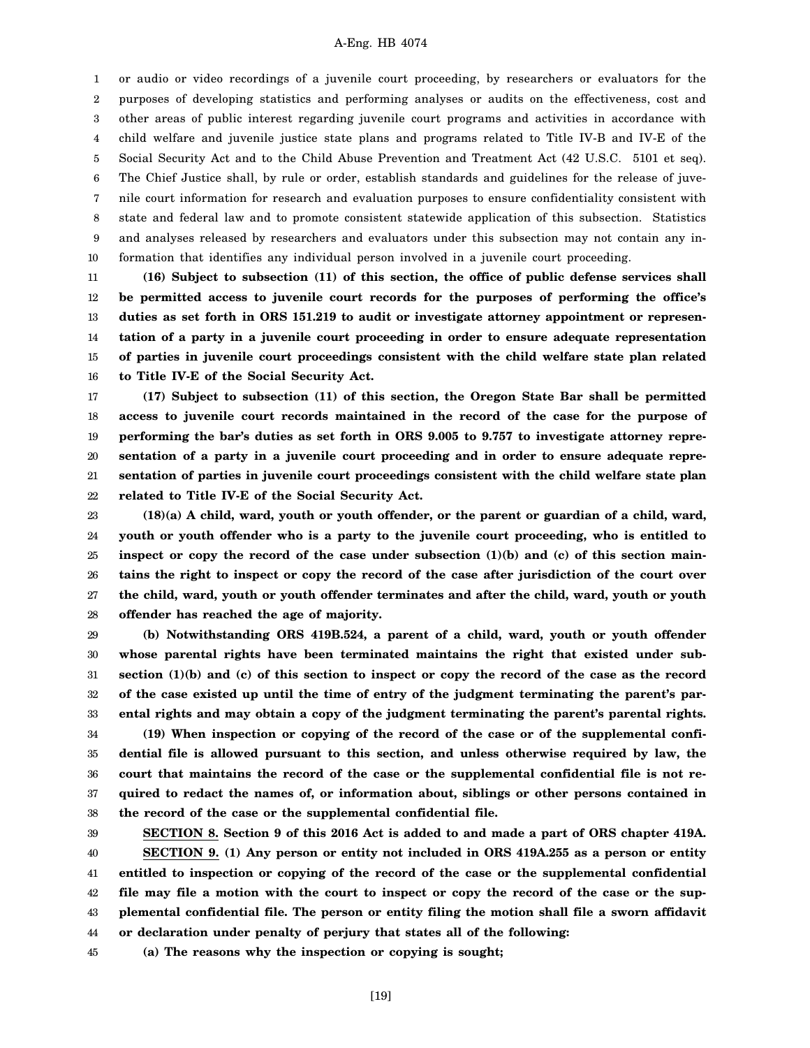or audio or video recordings of a juvenile court proceeding, by researchers or evaluators for the purposes of developing statistics and performing analyses or audits on the effectiveness, cost and other areas of public interest regarding juvenile court programs and activities in accordance with child welfare and juvenile justice state plans and programs related to Title IV-B and IV-E of the Social Security Act and to the Child Abuse Prevention and Treatment Act (42 U.S.C. 5101 et seq). The Chief Justice shall, by rule or order, establish standards and guidelines for the release of juvenile court information for research and evaluation purposes to ensure confidentiality consistent with state and federal law and to promote consistent statewide application of this subsection. Statistics and analyses released by researchers and evaluators under this subsection may not contain any information that identifies any individual person involved in a juvenile court proceeding.

**(16) Subject to subsection (11) of this section, the office of public defense services shall be permitted access to juvenile court records for the purposes of performing the office's duties as set forth in ORS 151.219 to audit or investigate attorney appointment or representation of a party in a juvenile court proceeding in order to ensure adequate representation of parties in juvenile court proceedings consistent with the child welfare state plan related to Title IV-E of the Social Security Act.**

**(17) Subject to subsection (11) of this section, the Oregon State Bar shall be permitted access to juvenile court records maintained in the record of the case for the purpose of performing the bar's duties as set forth in ORS 9.005 to 9.757 to investigate attorney representation of a party in a juvenile court proceeding and in order to ensure adequate representation of parties in juvenile court proceedings consistent with the child welfare state plan related to Title IV-E of the Social Security Act.**

**(18)(a) A child, ward, youth or youth offender, or the parent or guardian of a child, ward, youth or youth offender who is a party to the juvenile court proceeding, who is entitled to inspect or copy the record of the case under subsection (1)(b) and (c) of this section maintains the right to inspect or copy the record of the case after jurisdiction of the court over the child, ward, youth or youth offender terminates and after the child, ward, youth or youth offender has reached the age of majority.**

**(b) Notwithstanding ORS 419B.524, a parent of a child, ward, youth or youth offender whose parental rights have been terminated maintains the right that existed under subsection (1)(b) and (c) of this section to inspect or copy the record of the case as the record of the case existed up until the time of entry of the judgment terminating the parent's parental rights and may obtain a copy of the judgment terminating the parent's parental rights.**

**(19) When inspection or copying of the record of the case or of the supplemental confidential file is allowed pursuant to this section, and unless otherwise required by law, the court that maintains the record of the case or the supplemental confidential file is not required to redact the names of, or information about, siblings or other persons contained in the record of the case or the supplemental confidential file.**

**SECTION 8. Section 9 of this 2016 Act is added to and made a part of ORS chapter 419A.**

**SECTION 9. (1) Any person or entity not included in ORS 419A.255 as a person or entity entitled to inspection or copying of the record of the case or the supplemental confidential file may file a motion with the court to inspect or copy the record of the case or the supplemental confidential file. The person or entity filing the motion shall file a sworn affidavit or declaration under penalty of perjury that states all of the following:**

**(a) The reasons why the inspection or copying is sought;**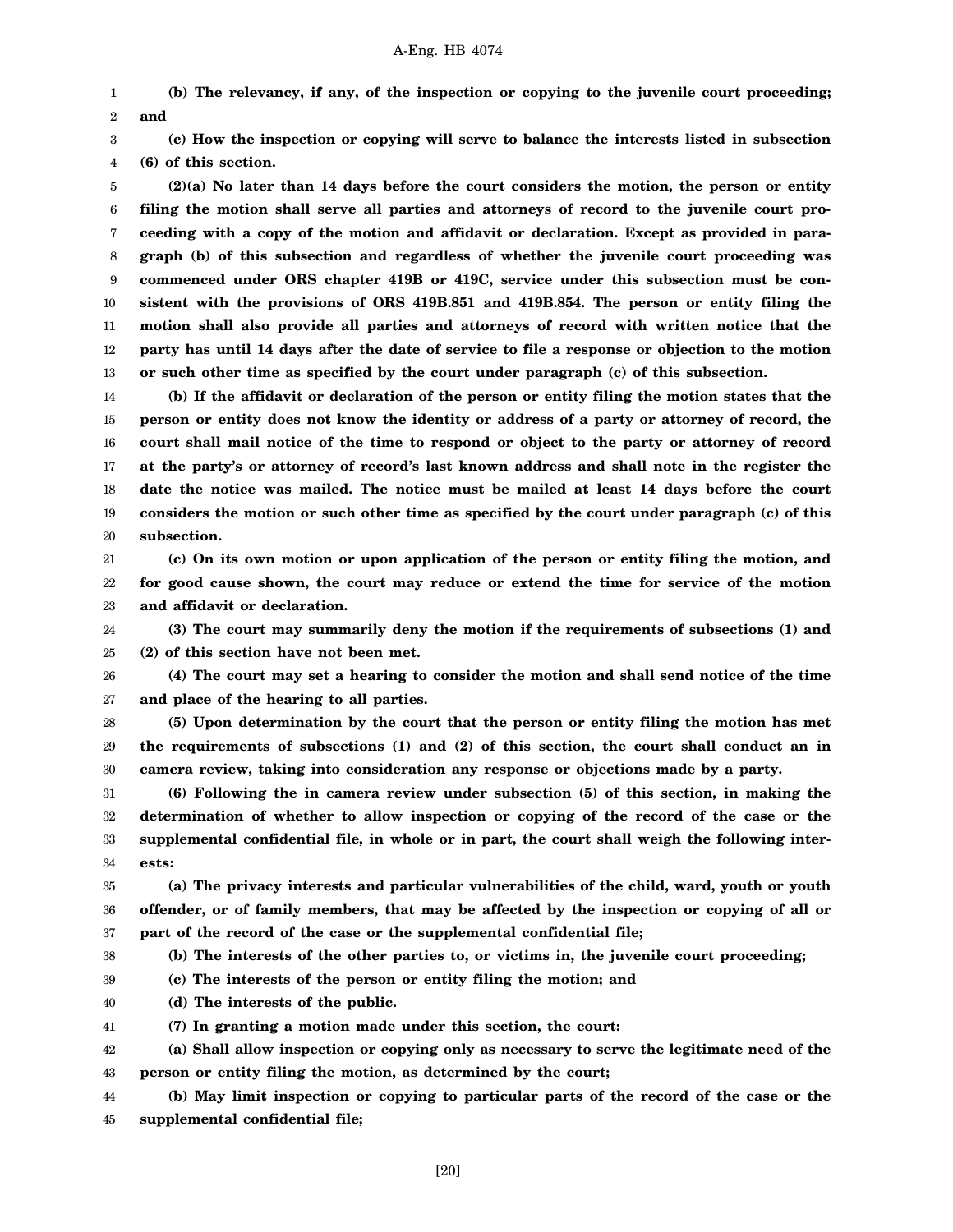**(b) The relevancy, if any, of the inspection or copying to the juvenile court proceeding; and**

**(c) How the inspection or copying will serve to balance the interests listed in subsection (6) of this section.**

**(2)(a) No later than 14 days before the court considers the motion, the person or entity filing the motion shall serve all parties and attorneys of record to the juvenile court proceeding with a copy of the motion and affidavit or declaration. Except as provided in paragraph (b) of this subsection and regardless of whether the juvenile court proceeding was commenced under ORS chapter 419B or 419C, service under this subsection must be consistent with the provisions of ORS 419B.851 and 419B.854. The person or entity filing the motion shall also provide all parties and attorneys of record with written notice that the party has until 14 days after the date of service to file a response or objection to the motion or such other time as specified by the court under paragraph (c) of this subsection.**

**(b) If the affidavit or declaration of the person or entity filing the motion states that the person or entity does not know the identity or address of a party or attorney of record, the court shall mail notice of the time to respond or object to the party or attorney of record at the party's or attorney of record's last known address and shall note in the register the date the notice was mailed. The notice must be mailed at least 14 days before the court considers the motion or such other time as specified by the court under paragraph (c) of this subsection.**

**(c) On its own motion or upon application of the person or entity filing the motion, and for good cause shown, the court may reduce or extend the time for service of the motion and affidavit or declaration.**

**(3) The court may summarily deny the motion if the requirements of subsections (1) and (2) of this section have not been met.**

**(4) The court may set a hearing to consider the motion and shall send notice of the time and place of the hearing to all parties.**

**(5) Upon determination by the court that the person or entity filing the motion has met the requirements of subsections (1) and (2) of this section, the court shall conduct an in camera review, taking into consideration any response or objections made by a party.**

**(6) Following the in camera review under subsection (5) of this section, in making the determination of whether to allow inspection or copying of the record of the case or the supplemental confidential file, in whole or in part, the court shall weigh the following interests:**

**(a) The privacy interests and particular vulnerabilities of the child, ward, youth or youth offender, or of family members, that may be affected by the inspection or copying of all or part of the record of the case or the supplemental confidential file;**

**(b) The interests of the other parties to, or victims in, the juvenile court proceeding;**

**(c) The interests of the person or entity filing the motion; and**

**(d) The interests of the public.**

**(7) In granting a motion made under this section, the court:**

**(a) Shall allow inspection or copying only as necessary to serve the legitimate need of the person or entity filing the motion, as determined by the court;**

**(b) May limit inspection or copying to particular parts of the record of the case or the supplemental confidential file;**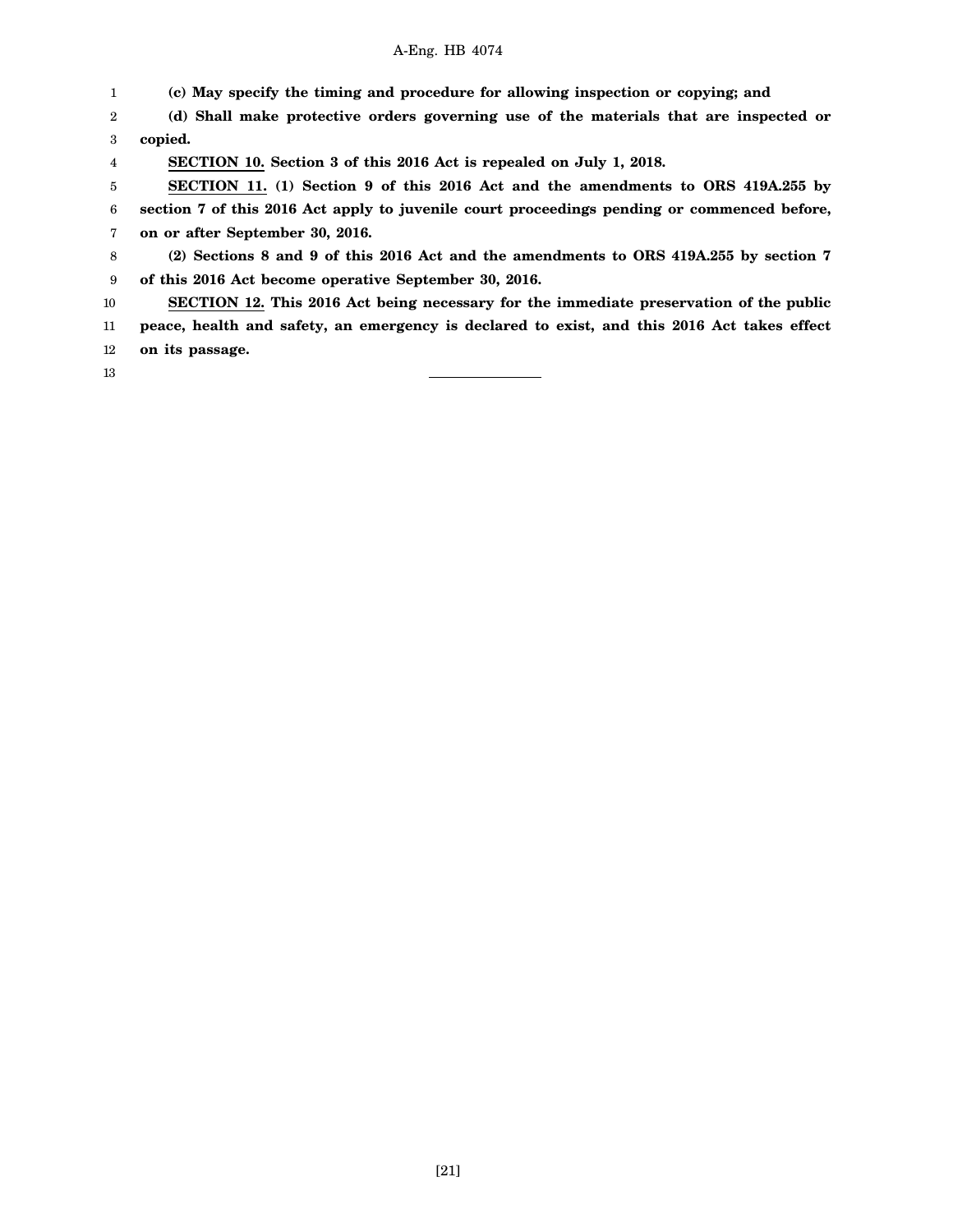**(c) May specify the timing and procedure for allowing inspection or copying; and**

**(d) Shall make protective orders governing use of the materials that are inspected or copied.**

**SECTION 10. Section 3 of this 2016 Act is repealed on July 1, 2018.**

**SECTION 11. (1) Section 9 of this 2016 Act and the amendments to ORS 419A.255 by section 7 of this 2016 Act apply to juvenile court proceedings pending or commenced before, on or after September 30, 2016.**

**(2) Sections 8 and 9 of this 2016 Act and the amendments to ORS 419A.255 by section 7 of this 2016 Act become operative September 30, 2016.**

**SECTION 12. This 2016 Act being necessary for the immediate preservation of the public peace, health and safety, an emergency is declared to exist, and this 2016 Act takes effect on its passage.**